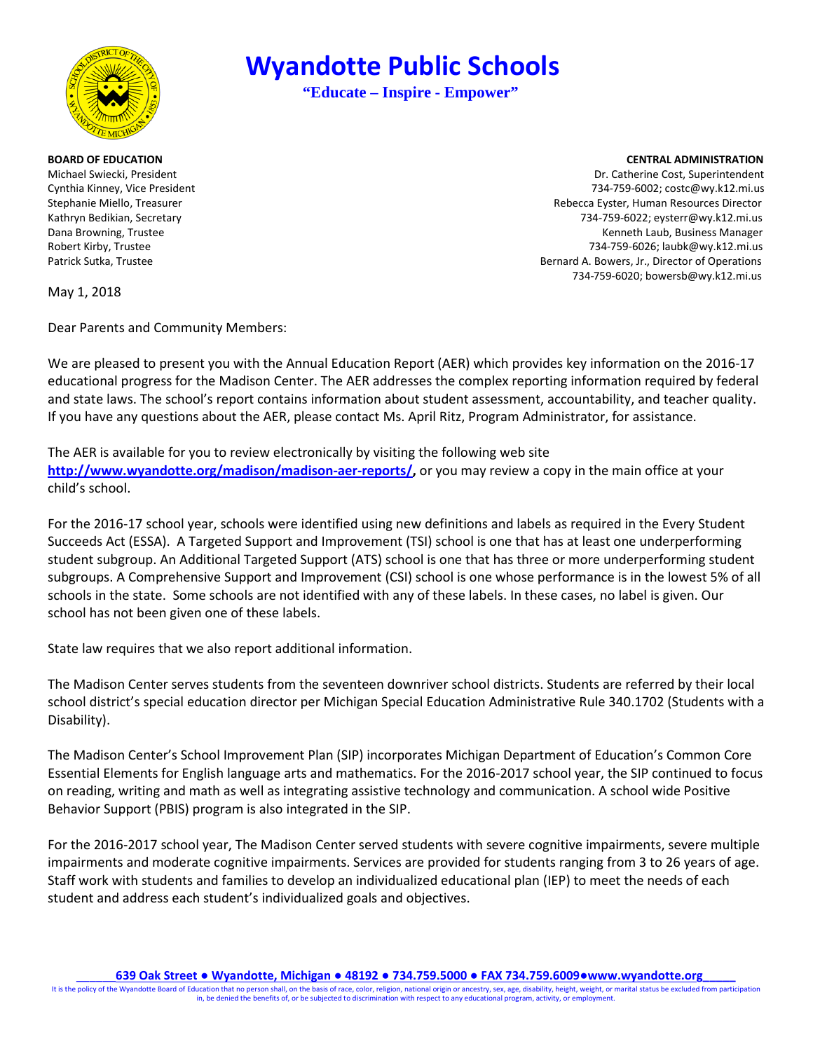# Wyandotte Public Schools

**"Educate – Inspire - Empower"**

**BOARD OF EDUCATION**
Michael Swiecki, President
Cynthia Kinney, Vice President
Stephanie Miello, Treasurer
Kathryn Bedikian, Secretary
Dana Browning, Trustee
Robert Kirby, Trustee
Patrick Sutka, Trustee

**CENTRAL ADMINISTRATION**
Dr. Catherine Cost, Superintendent
734-759-6002; costc@wy.k12.mi.us
Rebecca Eyster, Human Resources Director
734-759-6022; eysterr@wy.k12.mi.us
Kenneth Laub, Business Manager
734-759-6026; laubk@wy.k12.mi.us
Bernard A. Bowers, Jr., Director of Operations
734-759-6020; bowersb@wy.k12.mi.us

May 1, 2018

Dear Parents and Community Members:

We are pleased to present you with the Annual Education Report (AER) which provides key information on the 2016-17 educational progress for the Madison Center. The AER addresses the complex reporting information required by federal and state laws. The school's report contains information about student assessment, accountability, and teacher quality. If you have any questions about the AER, please contact Ms. April Ritz, Program Administrator, for assistance.

The AER is available for you to review electronically by visiting the following web site **http://www.wyandotte.org/madison/madison-aer-reports/,** or you may review a copy in the main office at your child's school.

For the 2016-17 school year, schools were identified using new definitions and labels as required in the Every Student Succeeds Act (ESSA). A Targeted Support and Improvement (TSI) school is one that has at least one underperforming student subgroup. An Additional Targeted Support (ATS) school is one that has three or more underperforming student subgroups. A Comprehensive Support and Improvement (CSI) school is one whose performance is in the lowest 5% of all schools in the state. Some schools are not identified with any of these labels. In these cases, no label is given. Our school has not been given one of these labels.

State law requires that we also report additional information.

The Madison Center serves students from the seventeen downriver school districts. Students are referred by their local school district's special education director per Michigan Special Education Administrative Rule 340.1702 (Students with a Disability).

The Madison Center's School Improvement Plan (SIP) incorporates Michigan Department of Education's Common Core Essential Elements for English language arts and mathematics. For the 2016-2017 school year, the SIP continued to focus on reading, writing and math as well as integrating assistive technology and communication. A school wide Positive Behavior Support (PBIS) program is also integrated in the SIP.

For the 2016-2017 school year, The Madison Center served students with severe cognitive impairments, severe multiple impairments and moderate cognitive impairments. Services are provided for students ranging from 3 to 26 years of age. Staff work with students and families to develop an individualized educational plan (IEP) to meet the needs of each student and address each student's individualized goals and objectives.

**639 Oak Street ● Wyandotte, Michigan ● 48192 ● 734.759.5000 ● FAX 734.759.6009●www.wyandotte.org**

It is the policy of the Wyandotte Board of Education that no person shall, on the basis of race, color, religion, national origin or ancestry, sex, age, disability, height, weight, or marital status be excluded from participation in, be denied the benefits of, or be subjected to discrimination with respect to any educational program, activity, or employment.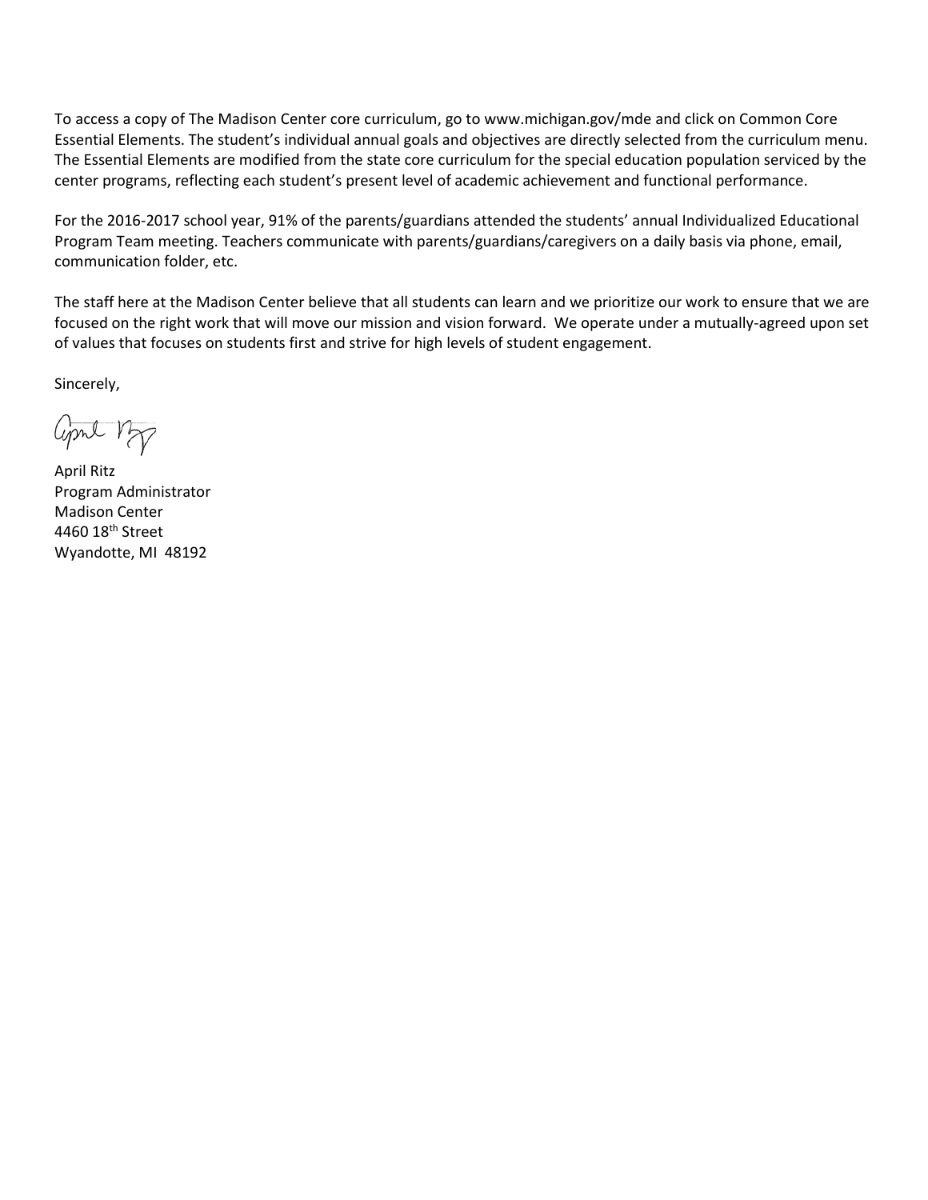To access a copy of The Madison Center core curriculum, go to www.michigan.gov/mde and click on Common Core Essential Elements. The student's individual annual goals and objectives are directly selected from the curriculum menu. The Essential Elements are modified from the state core curriculum for the special education population serviced by the center programs, reflecting each student's present level of academic achievement and functional performance.

For the 2016-2017 school year, 91% of the parents/guardians attended the students' annual Individualized Educational Program Team meeting. Teachers communicate with parents/guardians/caregivers on a daily basis via phone, email, communication folder, etc.

The staff here at the Madison Center believe that all students can learn and we prioritize our work to ensure that we are focused on the right work that will move our mission and vision forward. We operate under a mutually-agreed upon set of values that focuses on students first and strive for high levels of student engagement.

Sincerely,

April Ritz
Program Administrator
Madison Center
4460 18th Street
Wyandotte, MI 48192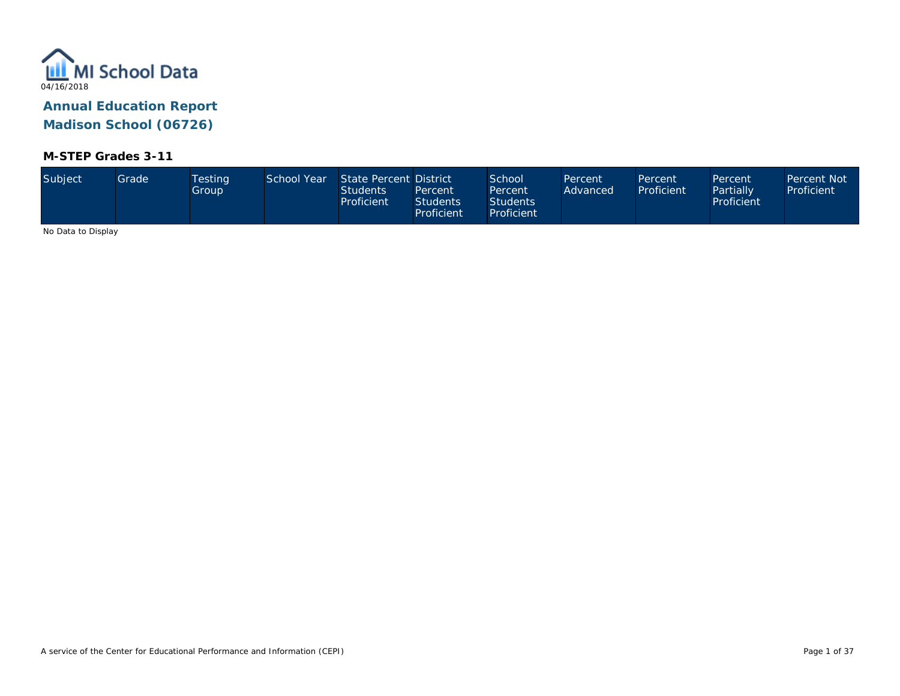MI School Data

04/16/2018

# Annual Education Report

## Madison School (06726)

### M-STEP Grades 3-11

| Subject | Grade | Testing Group | School Year | State Percent Students Proficient | District Percent Students Proficient | School Percent Students Proficient | Percent Advanced | Percent Proficient | Percent Partially Proficient | Percent Not Proficient |
| --- | --- | --- | --- | --- | --- | --- | --- | --- | --- | --- |

No Data to Display

A service of the Center for Educational Performance and Information (CEPI)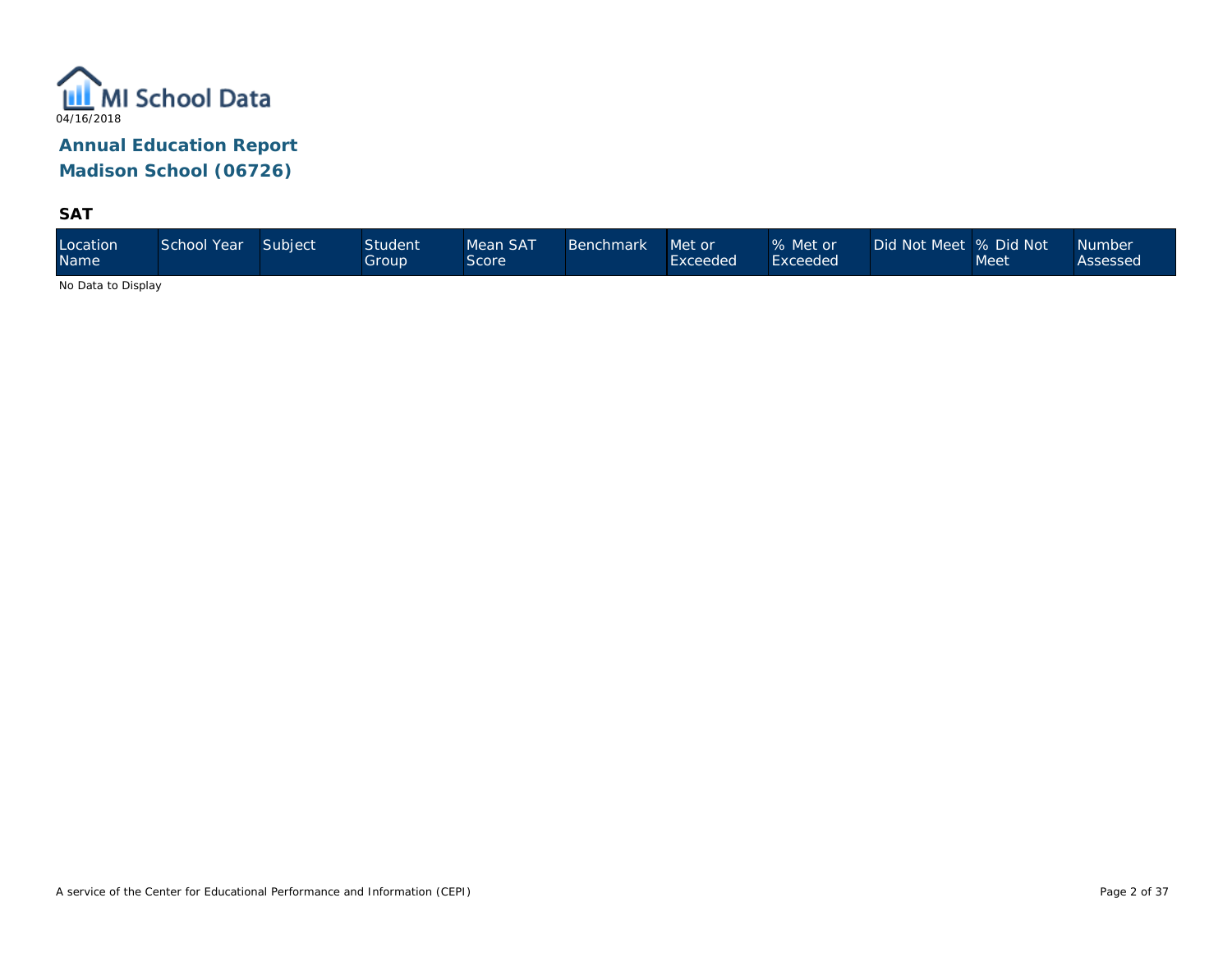04/16/2018

# Annual Education Report

## Madison School (06726)

### SAT

| Location Name | School Year | Subject | Student Group | Mean SAT Score | Benchmark | Met or Exceeded | % Met or Exceeded | Did Not Meet | % Did Not Meet | Number Assessed |
|---|---|---|---|---|---|---|---|---|---|---|

No Data to Display

A service of the Center for Educational Performance and Information (CEPI)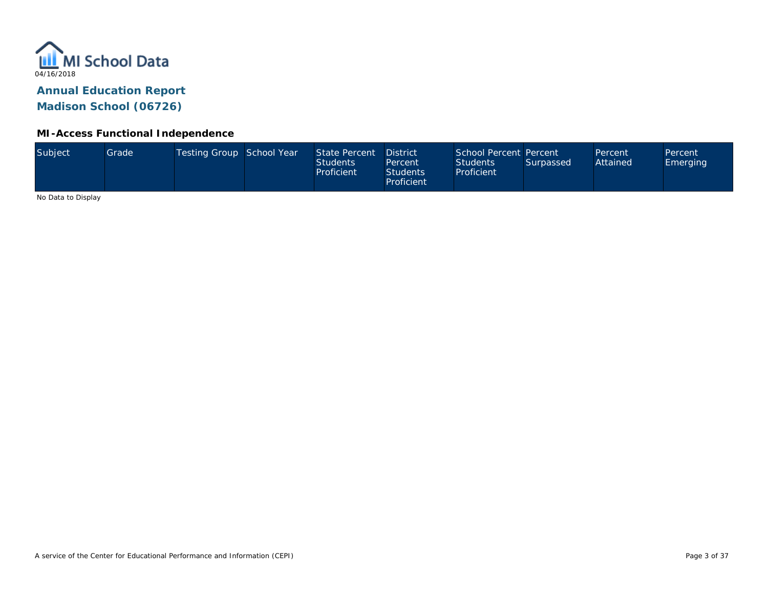MI School Data

04/16/2018

## Annual Education Report

## Madison School (06726)

### MI-Access Functional Independence

| Subject | Grade | Testing Group | School Year | State Percent Students Proficient | District Percent Students Proficient | School Percent Students Proficient | Percent Surpassed | Percent Attained | Percent Emerging |
|---|---|---|---|---|---|---|---|---|---|

No Data to Display

A service of the Center for Educational Performance and Information (CEPI)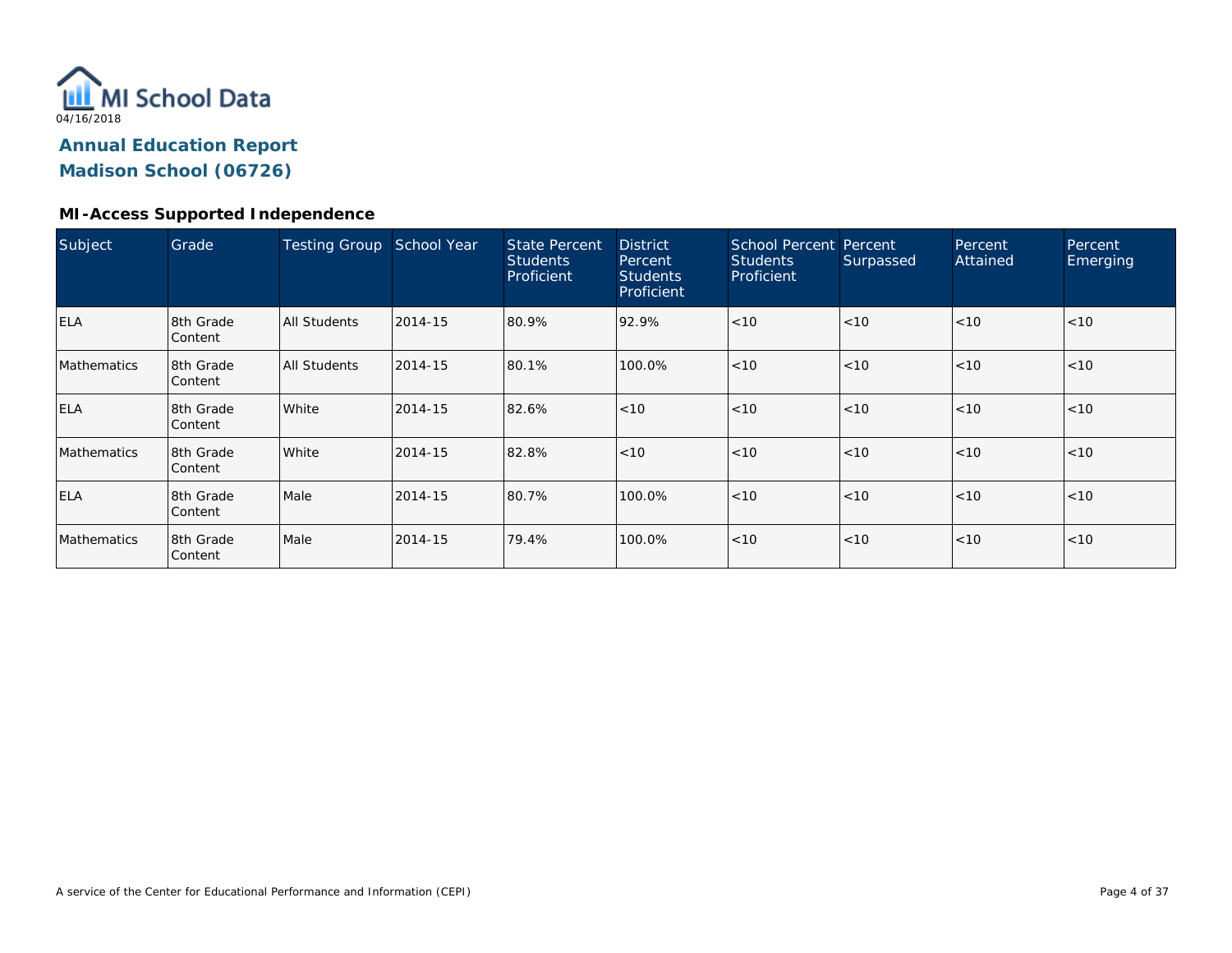MI School Data

04/16/2018

## Annual Education Report

## Madison School (06726)

### MI-Access Supported Independence

| Subject | Grade | Testing Group | School Year | State Percent Students Proficient | District Percent Students Proficient | School Percent Students Proficient | Percent Surpassed | Percent Attained | Percent Emerging |
|---|---|---|---|---|---|---|---|---|---|
| ELA | 8th Grade Content | All Students | 2014-15 | 80.9% | 92.9% | <10 | <10 | <10 | <10 |
| Mathematics | 8th Grade Content | All Students | 2014-15 | 80.1% | 100.0% | <10 | <10 | <10 | <10 |
| ELA | 8th Grade Content | White | 2014-15 | 82.6% | <10 | <10 | <10 | <10 | <10 |
| Mathematics | 8th Grade Content | White | 2014-15 | 82.8% | <10 | <10 | <10 | <10 | <10 |
| ELA | 8th Grade Content | Male | 2014-15 | 80.7% | 100.0% | <10 | <10 | <10 | <10 |
| Mathematics | 8th Grade Content | Male | 2014-15 | 79.4% | 100.0% | <10 | <10 | <10 | <10 |

A service of the Center for Educational Performance and Information (CEPI)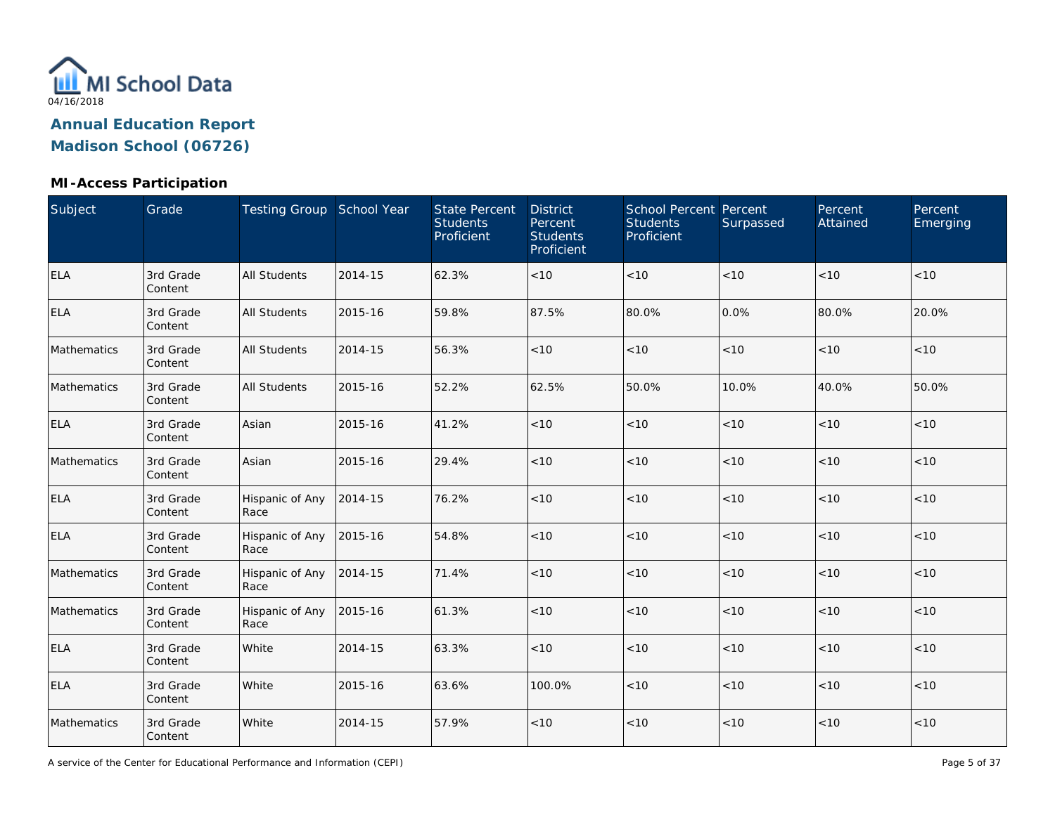04/16/2018

**Annual Education Report**
**Madison School (06726)**

### MI-Access Participation

| Subject | Grade | Testing Group | School Year | State Percent Students Proficient | District Percent Students Proficient | School Percent Students Proficient | Percent Surpassed | Percent Attained | Percent Emerging |
|---|---|---|---|---|---|---|---|---|---|
| ELA | 3rd Grade Content | All Students | 2014-15 | 62.3% | <10 | <10 | <10 | <10 | <10 |
| ELA | 3rd Grade Content | All Students | 2015-16 | 59.8% | 87.5% | 80.0% | 0.0% | 80.0% | 20.0% |
| Mathematics | 3rd Grade Content | All Students | 2014-15 | 56.3% | <10 | <10 | <10 | <10 | <10 |
| Mathematics | 3rd Grade Content | All Students | 2015-16 | 52.2% | 62.5% | 50.0% | 10.0% | 40.0% | 50.0% |
| ELA | 3rd Grade Content | Asian | 2015-16 | 41.2% | <10 | <10 | <10 | <10 | <10 |
| Mathematics | 3rd Grade Content | Asian | 2015-16 | 29.4% | <10 | <10 | <10 | <10 | <10 |
| ELA | 3rd Grade Content | Hispanic of Any Race | 2014-15 | 76.2% | <10 | <10 | <10 | <10 | <10 |
| ELA | 3rd Grade Content | Hispanic of Any Race | 2015-16 | 54.8% | <10 | <10 | <10 | <10 | <10 |
| Mathematics | 3rd Grade Content | Hispanic of Any Race | 2014-15 | 71.4% | <10 | <10 | <10 | <10 | <10 |
| Mathematics | 3rd Grade Content | Hispanic of Any Race | 2015-16 | 61.3% | <10 | <10 | <10 | <10 | <10 |
| ELA | 3rd Grade Content | White | 2014-15 | 63.3% | <10 | <10 | <10 | <10 | <10 |
| ELA | 3rd Grade Content | White | 2015-16 | 63.6% | 100.0% | <10 | <10 | <10 | <10 |
| Mathematics | 3rd Grade Content | White | 2014-15 | 57.9% | <10 | <10 | <10 | <10 | <10 |

A service of the Center for Educational Performance and Information (CEPI)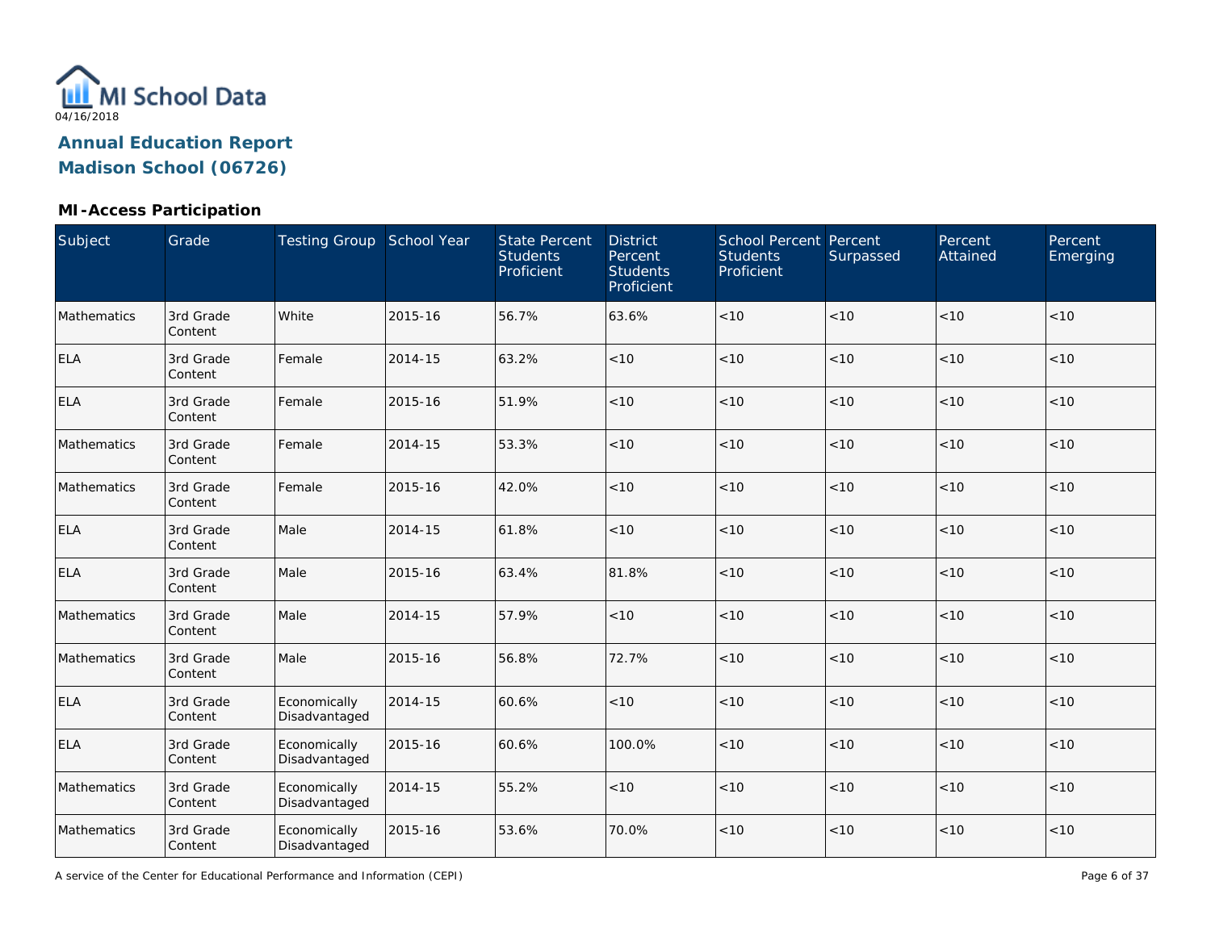MI School Data

04/16/2018

## Annual Education Report
## Madison School (06726)

### MI-Access Participation

| Subject | Grade | Testing Group | School Year | State Percent Students Proficient | District Percent Students Proficient | School Percent Students Proficient | Percent Surpassed | Percent Attained | Percent Emerging |
|---|---|---|---|---|---|---|---|---|---|
| Mathematics | 3rd Grade Content | White | 2015-16 | 56.7% | 63.6% | <10 | <10 | <10 | <10 |
| ELA | 3rd Grade Content | Female | 2014-15 | 63.2% | <10 | <10 | <10 | <10 | <10 |
| ELA | 3rd Grade Content | Female | 2015-16 | 51.9% | <10 | <10 | <10 | <10 | <10 |
| Mathematics | 3rd Grade Content | Female | 2014-15 | 53.3% | <10 | <10 | <10 | <10 | <10 |
| Mathematics | 3rd Grade Content | Female | 2015-16 | 42.0% | <10 | <10 | <10 | <10 | <10 |
| ELA | 3rd Grade Content | Male | 2014-15 | 61.8% | <10 | <10 | <10 | <10 | <10 |
| ELA | 3rd Grade Content | Male | 2015-16 | 63.4% | 81.8% | <10 | <10 | <10 | <10 |
| Mathematics | 3rd Grade Content | Male | 2014-15 | 57.9% | <10 | <10 | <10 | <10 | <10 |
| Mathematics | 3rd Grade Content | Male | 2015-16 | 56.8% | 72.7% | <10 | <10 | <10 | <10 |
| ELA | 3rd Grade Content | Economically Disadvantaged | 2014-15 | 60.6% | <10 | <10 | <10 | <10 | <10 |
| ELA | 3rd Grade Content | Economically Disadvantaged | 2015-16 | 60.6% | 100.0% | <10 | <10 | <10 | <10 |
| Mathematics | 3rd Grade Content | Economically Disadvantaged | 2014-15 | 55.2% | <10 | <10 | <10 | <10 | <10 |
| Mathematics | 3rd Grade Content | Economically Disadvantaged | 2015-16 | 53.6% | 70.0% | <10 | <10 | <10 | <10 |

A service of the Center for Educational Performance and Information (CEPI)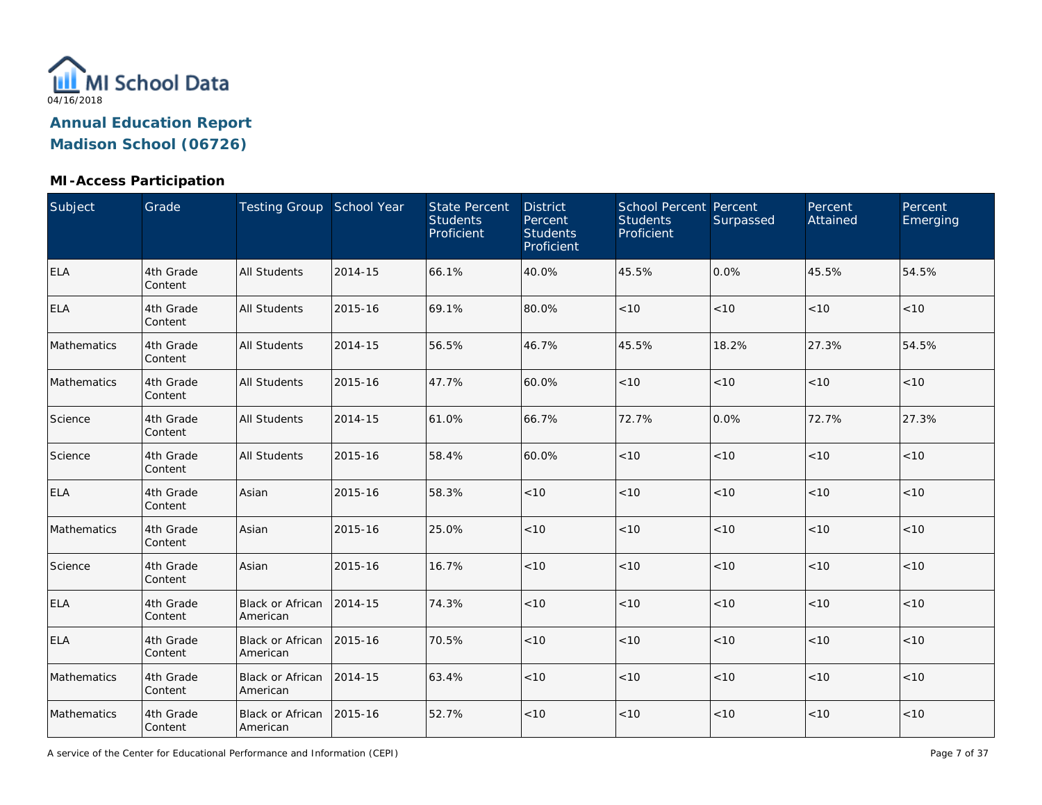MI School Data

04/16/2018

# Annual Education Report

## Madison School (06726)

### MI-Access Participation

| Subject | Grade | Testing Group | School Year | State Percent Students Proficient | District Percent Students Proficient | School Percent Students Proficient | Percent Surpassed | Percent Attained | Percent Emerging |
|---|---|---|---|---|---|---|---|---|---|
| ELA | 4th Grade Content | All Students | 2014-15 | 66.1% | 40.0% | 45.5% | 0.0% | 45.5% | 54.5% |
| ELA | 4th Grade Content | All Students | 2015-16 | 69.1% | 80.0% | <10 | <10 | <10 | <10 |
| Mathematics | 4th Grade Content | All Students | 2014-15 | 56.5% | 46.7% | 45.5% | 18.2% | 27.3% | 54.5% |
| Mathematics | 4th Grade Content | All Students | 2015-16 | 47.7% | 60.0% | <10 | <10 | <10 | <10 |
| Science | 4th Grade Content | All Students | 2014-15 | 61.0% | 66.7% | 72.7% | 0.0% | 72.7% | 27.3% |
| Science | 4th Grade Content | All Students | 2015-16 | 58.4% | 60.0% | <10 | <10 | <10 | <10 |
| ELA | 4th Grade Content | Asian | 2015-16 | 58.3% | <10 | <10 | <10 | <10 | <10 |
| Mathematics | 4th Grade Content | Asian | 2015-16 | 25.0% | <10 | <10 | <10 | <10 | <10 |
| Science | 4th Grade Content | Asian | 2015-16 | 16.7% | <10 | <10 | <10 | <10 | <10 |
| ELA | 4th Grade Content | Black or African American | 2014-15 | 74.3% | <10 | <10 | <10 | <10 | <10 |
| ELA | 4th Grade Content | Black or African American | 2015-16 | 70.5% | <10 | <10 | <10 | <10 | <10 |
| Mathematics | 4th Grade Content | Black or African American | 2014-15 | 63.4% | <10 | <10 | <10 | <10 | <10 |
| Mathematics | 4th Grade Content | Black or African American | 2015-16 | 52.7% | <10 | <10 | <10 | <10 | <10 |

A service of the Center for Educational Performance and Information (CEPI)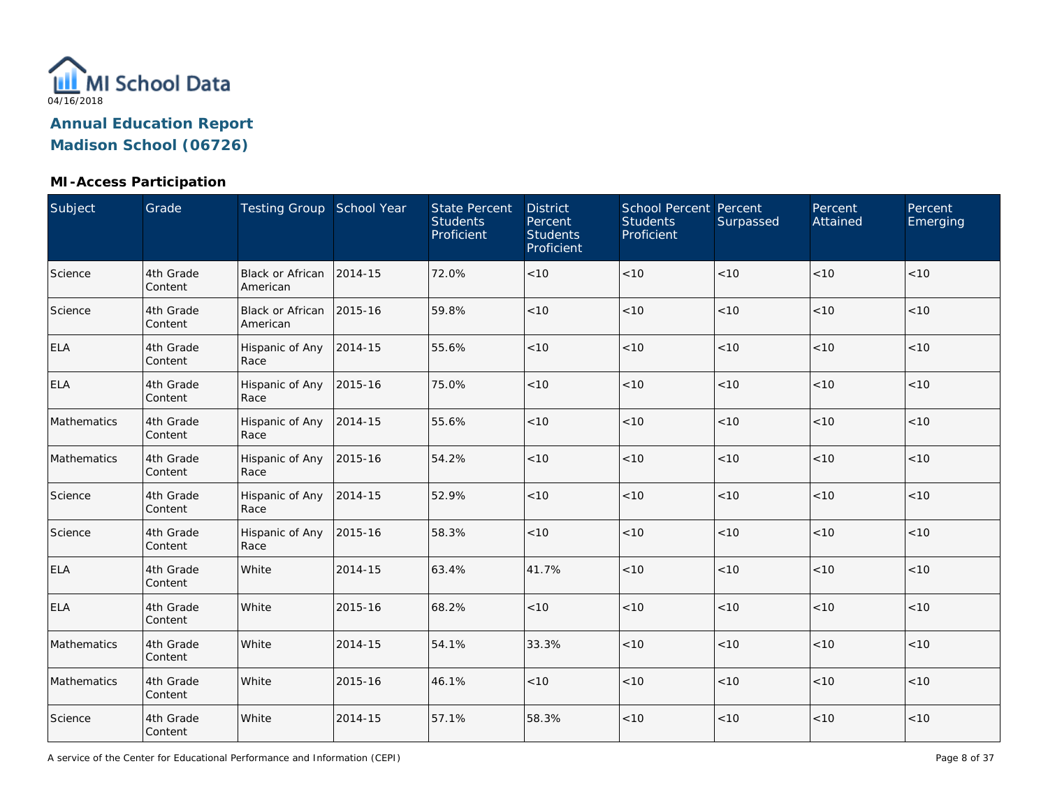MI School Data

04/16/2018

## Annual Education Report
## Madison School (06726)

### MI-Access Participation

| Subject | Grade | Testing Group | School Year | State Percent Students Proficient | District Percent Students Proficient | School Percent Students Proficient | Percent Surpassed | Percent Attained | Percent Emerging |
|---|---|---|---|---|---|---|---|---|---|
| Science | 4th Grade Content | Black or African American | 2014-15 | 72.0% | <10 | <10 | <10 | <10 | <10 |
| Science | 4th Grade Content | Black or African American | 2015-16 | 59.8% | <10 | <10 | <10 | <10 | <10 |
| ELA | 4th Grade Content | Hispanic of Any Race | 2014-15 | 55.6% | <10 | <10 | <10 | <10 | <10 |
| ELA | 4th Grade Content | Hispanic of Any Race | 2015-16 | 75.0% | <10 | <10 | <10 | <10 | <10 |
| Mathematics | 4th Grade Content | Hispanic of Any Race | 2014-15 | 55.6% | <10 | <10 | <10 | <10 | <10 |
| Mathematics | 4th Grade Content | Hispanic of Any Race | 2015-16 | 54.2% | <10 | <10 | <10 | <10 | <10 |
| Science | 4th Grade Content | Hispanic of Any Race | 2014-15 | 52.9% | <10 | <10 | <10 | <10 | <10 |
| Science | 4th Grade Content | Hispanic of Any Race | 2015-16 | 58.3% | <10 | <10 | <10 | <10 | <10 |
| ELA | 4th Grade Content | White | 2014-15 | 63.4% | 41.7% | <10 | <10 | <10 | <10 |
| ELA | 4th Grade Content | White | 2015-16 | 68.2% | <10 | <10 | <10 | <10 | <10 |
| Mathematics | 4th Grade Content | White | 2014-15 | 54.1% | 33.3% | <10 | <10 | <10 | <10 |
| Mathematics | 4th Grade Content | White | 2015-16 | 46.1% | <10 | <10 | <10 | <10 | <10 |
| Science | 4th Grade Content | White | 2014-15 | 57.1% | 58.3% | <10 | <10 | <10 | <10 |

A service of the Center for Educational Performance and Information (CEPI)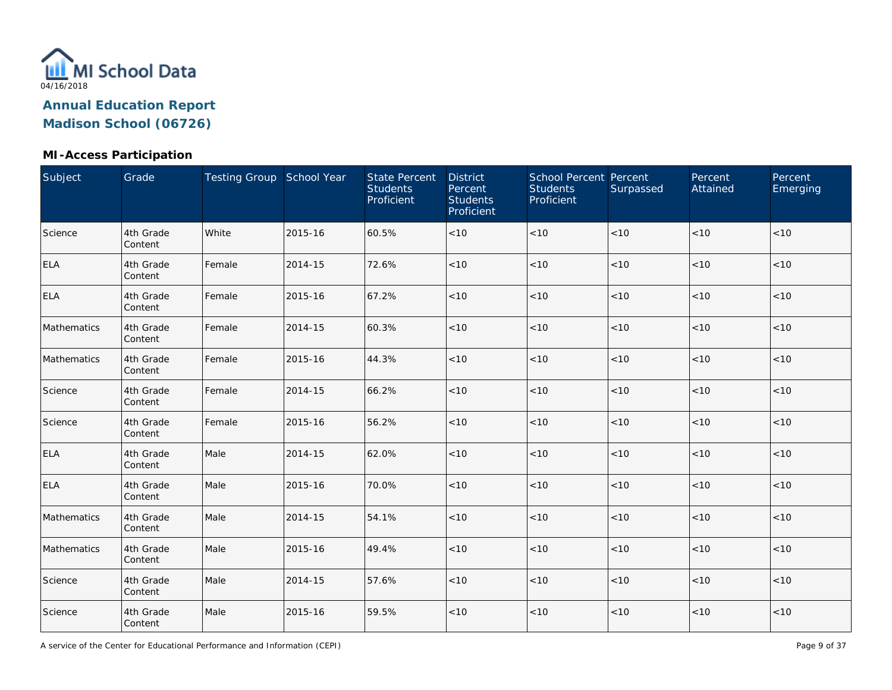MI School Data

04/16/2018

# Annual Education Report
# Madison School (06726)

## MI-Access Participation

| Subject | Grade | Testing Group | School Year | State Percent Students Proficient | District Percent Students Proficient | School Percent Students Proficient | Percent Surpassed | Percent Attained | Percent Emerging |
|---|---|---|---|---|---|---|---|---|---|
| Science | 4th Grade Content | White | 2015-16 | 60.5% | <10 | <10 | <10 | <10 | <10 |
| ELA | 4th Grade Content | Female | 2014-15 | 72.6% | <10 | <10 | <10 | <10 | <10 |
| ELA | 4th Grade Content | Female | 2015-16 | 67.2% | <10 | <10 | <10 | <10 | <10 |
| Mathematics | 4th Grade Content | Female | 2014-15 | 60.3% | <10 | <10 | <10 | <10 | <10 |
| Mathematics | 4th Grade Content | Female | 2015-16 | 44.3% | <10 | <10 | <10 | <10 | <10 |
| Science | 4th Grade Content | Female | 2014-15 | 66.2% | <10 | <10 | <10 | <10 | <10 |
| Science | 4th Grade Content | Female | 2015-16 | 56.2% | <10 | <10 | <10 | <10 | <10 |
| ELA | 4th Grade Content | Male | 2014-15 | 62.0% | <10 | <10 | <10 | <10 | <10 |
| ELA | 4th Grade Content | Male | 2015-16 | 70.0% | <10 | <10 | <10 | <10 | <10 |
| Mathematics | 4th Grade Content | Male | 2014-15 | 54.1% | <10 | <10 | <10 | <10 | <10 |
| Mathematics | 4th Grade Content | Male | 2015-16 | 49.4% | <10 | <10 | <10 | <10 | <10 |
| Science | 4th Grade Content | Male | 2014-15 | 57.6% | <10 | <10 | <10 | <10 | <10 |
| Science | 4th Grade Content | Male | 2015-16 | 59.5% | <10 | <10 | <10 | <10 | <10 |

A service of the Center for Educational Performance and Information (CEPI)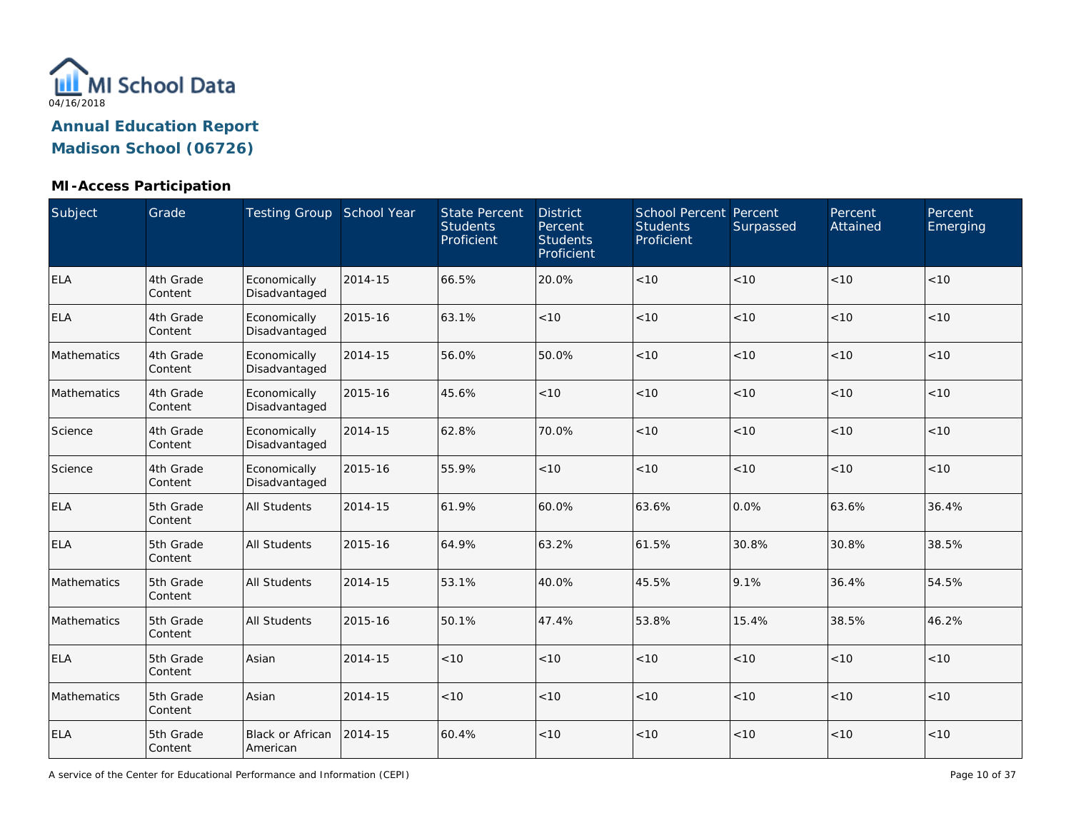MI School Data

04/16/2018

# Annual Education Report

## Madison School (06726)

### MI-Access Participation

| Subject | Grade | Testing Group | School Year | State Percent Students Proficient | District Percent Students Proficient | School Percent Students Proficient | Percent Surpassed | Percent Attained | Percent Emerging |
|---|---|---|---|---|---|---|---|---|---|
| ELA | 4th Grade Content | Economically Disadvantaged | 2014-15 | 66.5% | 20.0% | <10 | <10 | <10 | <10 |
| ELA | 4th Grade Content | Economically Disadvantaged | 2015-16 | 63.1% | <10 | <10 | <10 | <10 | <10 |
| Mathematics | 4th Grade Content | Economically Disadvantaged | 2014-15 | 56.0% | 50.0% | <10 | <10 | <10 | <10 |
| Mathematics | 4th Grade Content | Economically Disadvantaged | 2015-16 | 45.6% | <10 | <10 | <10 | <10 | <10 |
| Science | 4th Grade Content | Economically Disadvantaged | 2014-15 | 62.8% | 70.0% | <10 | <10 | <10 | <10 |
| Science | 4th Grade Content | Economically Disadvantaged | 2015-16 | 55.9% | <10 | <10 | <10 | <10 | <10 |
| ELA | 5th Grade Content | All Students | 2014-15 | 61.9% | 60.0% | 63.6% | 0.0% | 63.6% | 36.4% |
| ELA | 5th Grade Content | All Students | 2015-16 | 64.9% | 63.2% | 61.5% | 30.8% | 30.8% | 38.5% |
| Mathematics | 5th Grade Content | All Students | 2014-15 | 53.1% | 40.0% | 45.5% | 9.1% | 36.4% | 54.5% |
| Mathematics | 5th Grade Content | All Students | 2015-16 | 50.1% | 47.4% | 53.8% | 15.4% | 38.5% | 46.2% |
| ELA | 5th Grade Content | Asian | 2014-15 | <10 | <10 | <10 | <10 | <10 | <10 |
| Mathematics | 5th Grade Content | Asian | 2014-15 | <10 | <10 | <10 | <10 | <10 | <10 |
| ELA | 5th Grade Content | Black or African American | 2014-15 | 60.4% | <10 | <10 | <10 | <10 | <10 |

A service of the Center for Educational Performance and Information (CEPI)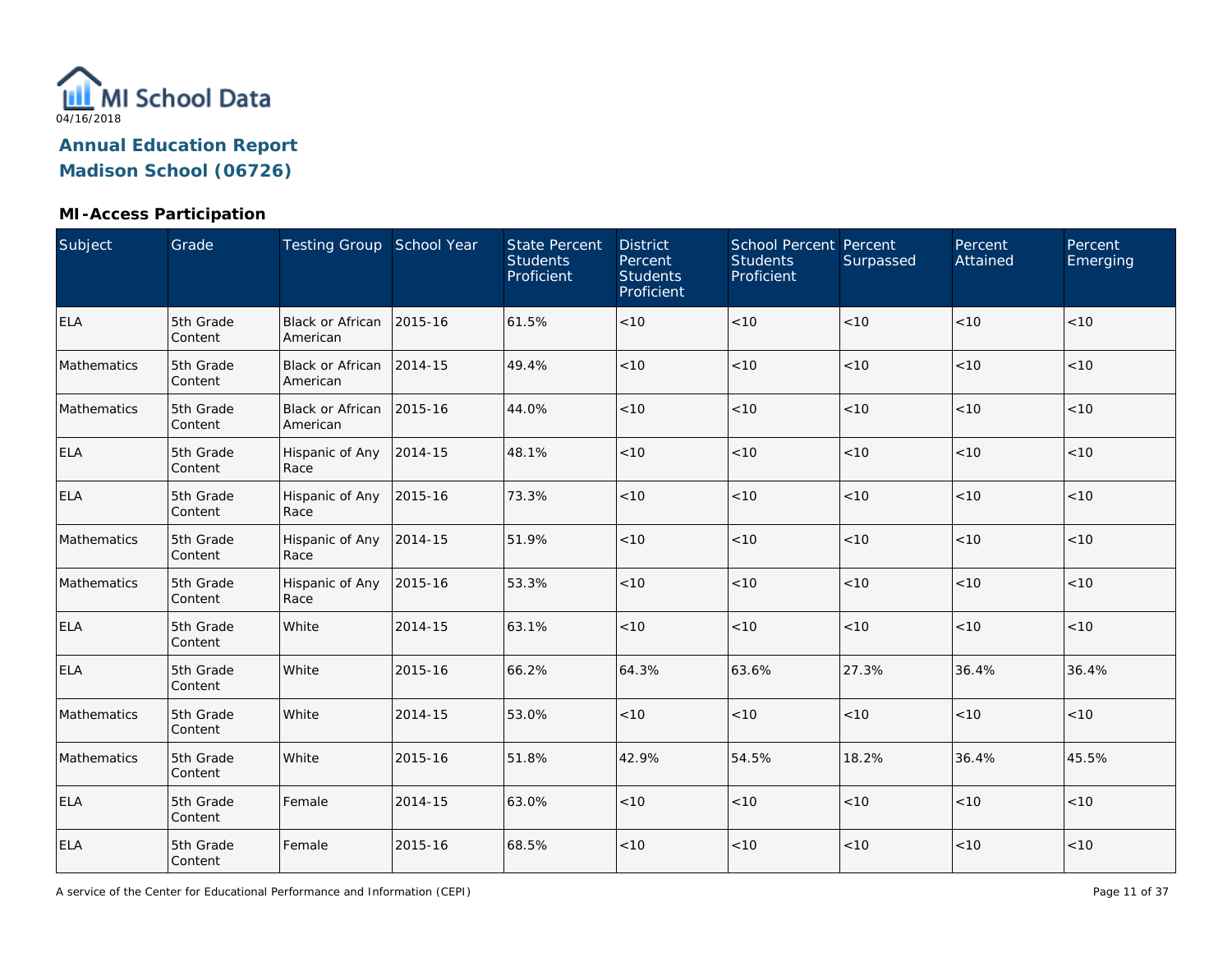MI School Data

04/16/2018

## Annual Education Report

## Madison School (06726)

### MI-Access Participation

| Subject | Grade | Testing Group | School Year | State Percent Students Proficient | District Percent Students Proficient | School Percent Students Proficient | Percent Surpassed | Percent Attained | Percent Emerging |
|---|---|---|---|---|---|---|---|---|---|
| ELA | 5th Grade Content | Black or African American | 2015-16 | 61.5% | <10 | <10 | <10 | <10 | <10 |
| Mathematics | 5th Grade Content | Black or African American | 2014-15 | 49.4% | <10 | <10 | <10 | <10 | <10 |
| Mathematics | 5th Grade Content | Black or African American | 2015-16 | 44.0% | <10 | <10 | <10 | <10 | <10 |
| ELA | 5th Grade Content | Hispanic of Any Race | 2014-15 | 48.1% | <10 | <10 | <10 | <10 | <10 |
| ELA | 5th Grade Content | Hispanic of Any Race | 2015-16 | 73.3% | <10 | <10 | <10 | <10 | <10 |
| Mathematics | 5th Grade Content | Hispanic of Any Race | 2014-15 | 51.9% | <10 | <10 | <10 | <10 | <10 |
| Mathematics | 5th Grade Content | Hispanic of Any Race | 2015-16 | 53.3% | <10 | <10 | <10 | <10 | <10 |
| ELA | 5th Grade Content | White | 2014-15 | 63.1% | <10 | <10 | <10 | <10 | <10 |
| ELA | 5th Grade Content | White | 2015-16 | 66.2% | 64.3% | 63.6% | 27.3% | 36.4% | 36.4% |
| Mathematics | 5th Grade Content | White | 2014-15 | 53.0% | <10 | <10 | <10 | <10 | <10 |
| Mathematics | 5th Grade Content | White | 2015-16 | 51.8% | 42.9% | 54.5% | 18.2% | 36.4% | 45.5% |
| ELA | 5th Grade Content | Female | 2014-15 | 63.0% | <10 | <10 | <10 | <10 | <10 |
| ELA | 5th Grade Content | Female | 2015-16 | 68.5% | <10 | <10 | <10 | <10 | <10 |

A service of the Center for Educational Performance and Information (CEPI)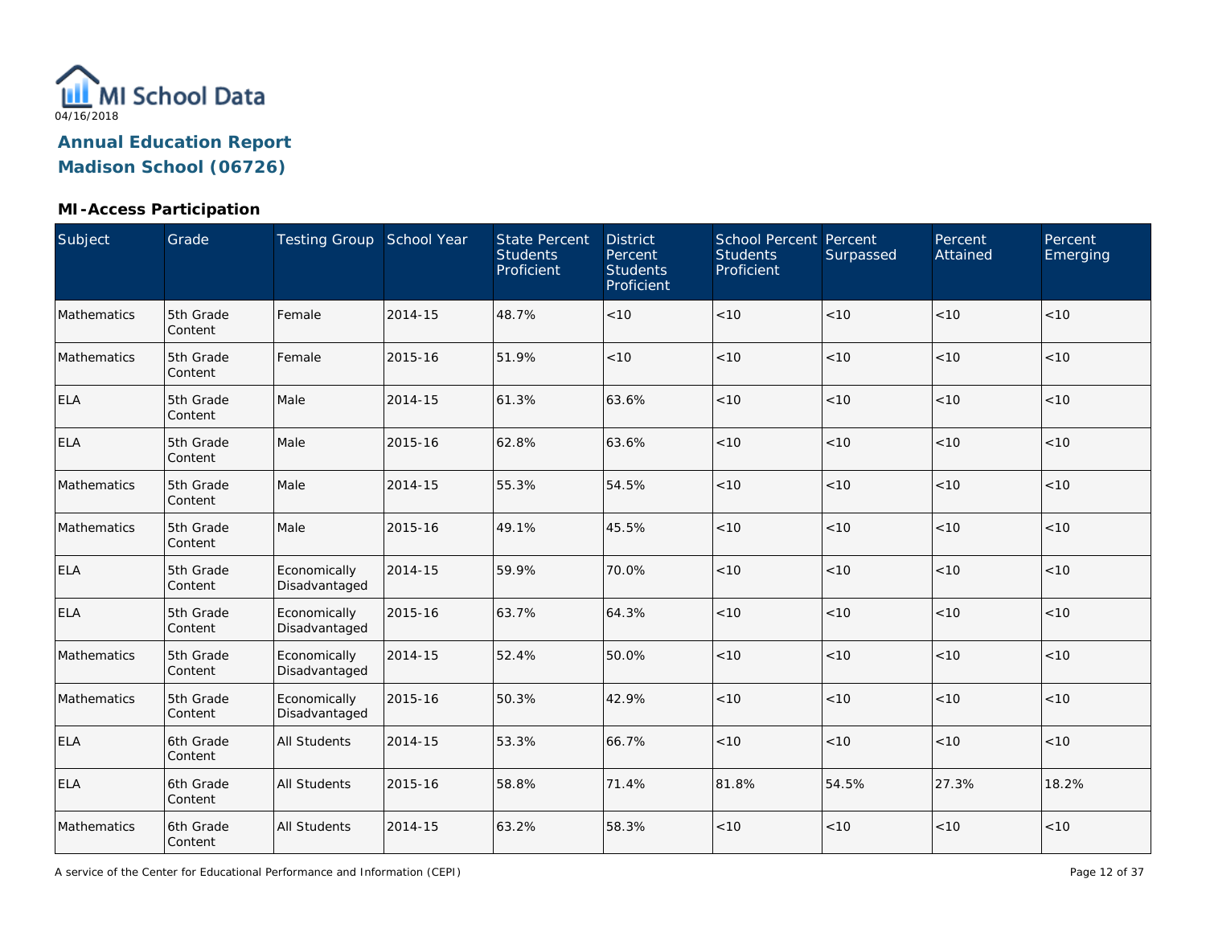# Annual Education Report

## Madison School (06726)

### MI-Access Participation

| Subject | Grade | Testing Group | School Year | State Percent Students Proficient | District Percent Students Proficient | School Percent Students Proficient | Percent Surpassed | Percent Attained | Percent Emerging |
|---|---|---|---|---|---|---|---|---|---|
| Mathematics | 5th Grade Content | Female | 2014-15 | 48.7% | <10 | <10 | <10 | <10 | <10 |
| Mathematics | 5th Grade Content | Female | 2015-16 | 51.9% | <10 | <10 | <10 | <10 | <10 |
| ELA | 5th Grade Content | Male | 2014-15 | 61.3% | 63.6% | <10 | <10 | <10 | <10 |
| ELA | 5th Grade Content | Male | 2015-16 | 62.8% | 63.6% | <10 | <10 | <10 | <10 |
| Mathematics | 5th Grade Content | Male | 2014-15 | 55.3% | 54.5% | <10 | <10 | <10 | <10 |
| Mathematics | 5th Grade Content | Male | 2015-16 | 49.1% | 45.5% | <10 | <10 | <10 | <10 |
| ELA | 5th Grade Content | Economically Disadvantaged | 2014-15 | 59.9% | 70.0% | <10 | <10 | <10 | <10 |
| ELA | 5th Grade Content | Economically Disadvantaged | 2015-16 | 63.7% | 64.3% | <10 | <10 | <10 | <10 |
| Mathematics | 5th Grade Content | Economically Disadvantaged | 2014-15 | 52.4% | 50.0% | <10 | <10 | <10 | <10 |
| Mathematics | 5th Grade Content | Economically Disadvantaged | 2015-16 | 50.3% | 42.9% | <10 | <10 | <10 | <10 |
| ELA | 6th Grade Content | All Students | 2014-15 | 53.3% | 66.7% | <10 | <10 | <10 | <10 |
| ELA | 6th Grade Content | All Students | 2015-16 | 58.8% | 71.4% | 81.8% | 54.5% | 27.3% | 18.2% |
| Mathematics | 6th Grade Content | All Students | 2014-15 | 63.2% | 58.3% | <10 | <10 | <10 | <10 |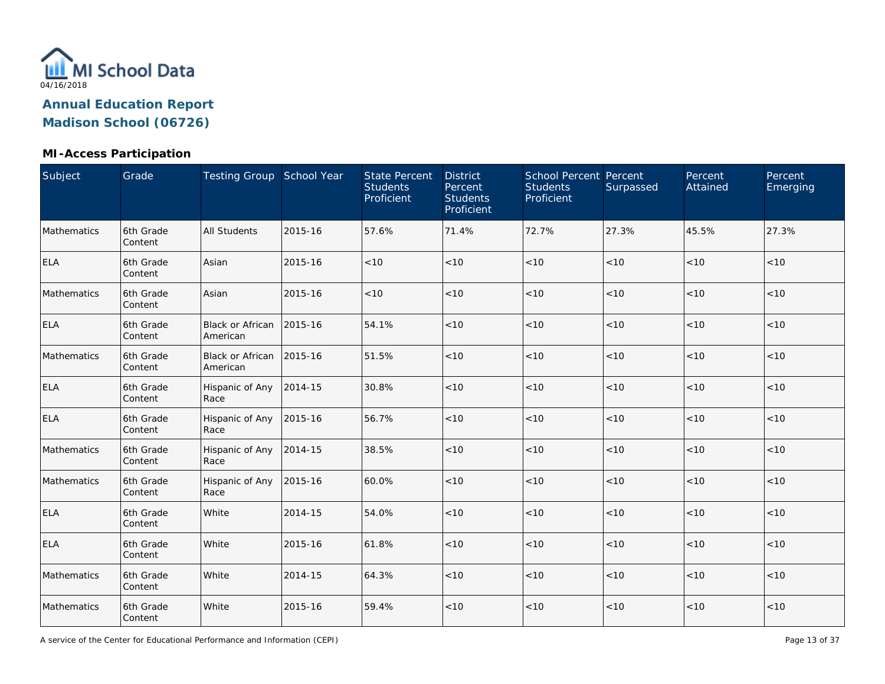04/16/2018

# Annual Education Report
## Madison School (06726)

### MI-Access Participation

| Subject | Grade | Testing Group | School Year | State Percent Students Proficient | District Percent Students Proficient | School Percent Students Proficient | Percent Surpassed | Percent Attained | Percent Emerging |
|---|---|---|---|---|---|---|---|---|---|
| Mathematics | 6th Grade Content | All Students | 2015-16 | 57.6% | 71.4% | 72.7% | 27.3% | 45.5% | 27.3% |
| ELA | 6th Grade Content | Asian | 2015-16 | <10 | <10 | <10 | <10 | <10 | <10 |
| Mathematics | 6th Grade Content | Asian | 2015-16 | <10 | <10 | <10 | <10 | <10 | <10 |
| ELA | 6th Grade Content | Black or African American | 2015-16 | 54.1% | <10 | <10 | <10 | <10 | <10 |
| Mathematics | 6th Grade Content | Black or African American | 2015-16 | 51.5% | <10 | <10 | <10 | <10 | <10 |
| ELA | 6th Grade Content | Hispanic of Any Race | 2014-15 | 30.8% | <10 | <10 | <10 | <10 | <10 |
| ELA | 6th Grade Content | Hispanic of Any Race | 2015-16 | 56.7% | <10 | <10 | <10 | <10 | <10 |
| Mathematics | 6th Grade Content | Hispanic of Any Race | 2014-15 | 38.5% | <10 | <10 | <10 | <10 | <10 |
| Mathematics | 6th Grade Content | Hispanic of Any Race | 2015-16 | 60.0% | <10 | <10 | <10 | <10 | <10 |
| ELA | 6th Grade Content | White | 2014-15 | 54.0% | <10 | <10 | <10 | <10 | <10 |
| ELA | 6th Grade Content | White | 2015-16 | 61.8% | <10 | <10 | <10 | <10 | <10 |
| Mathematics | 6th Grade Content | White | 2014-15 | 64.3% | <10 | <10 | <10 | <10 | <10 |
| Mathematics | 6th Grade Content | White | 2015-16 | 59.4% | <10 | <10 | <10 | <10 | <10 |

A service of the Center for Educational Performance and Information (CEPI)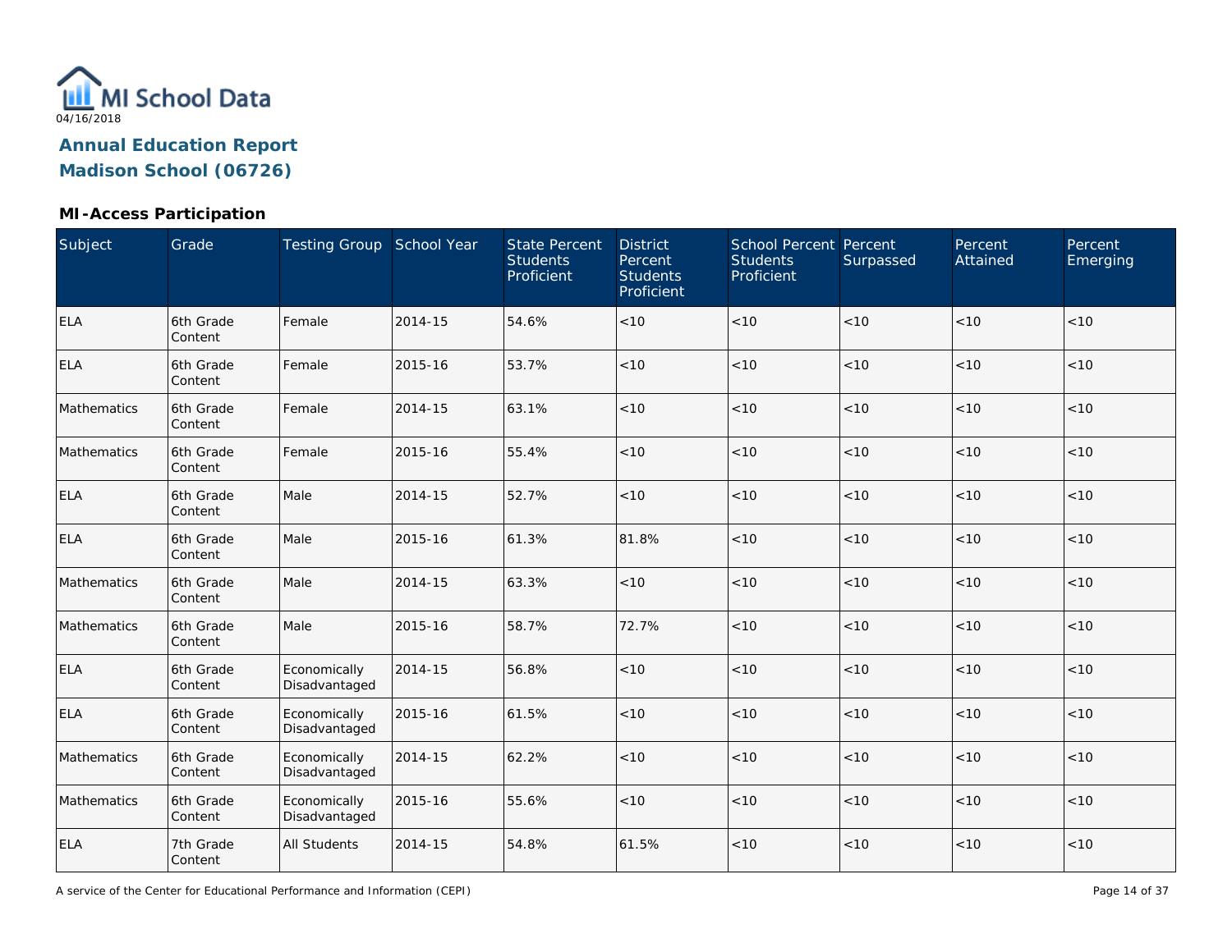MI School Data

04/16/2018

## Annual Education Report
## Madison School (06726)

### MI-Access Participation

| Subject | Grade | Testing Group | School Year | State Percent Students Proficient | District Percent Students Proficient | School Percent Students Proficient | Percent Surpassed | Percent Attained | Percent Emerging |
|---|---|---|---|---|---|---|---|---|---|
| ELA | 6th Grade Content | Female | 2014-15 | 54.6% | <10 | <10 | <10 | <10 | <10 |
| ELA | 6th Grade Content | Female | 2015-16 | 53.7% | <10 | <10 | <10 | <10 | <10 |
| Mathematics | 6th Grade Content | Female | 2014-15 | 63.1% | <10 | <10 | <10 | <10 | <10 |
| Mathematics | 6th Grade Content | Female | 2015-16 | 55.4% | <10 | <10 | <10 | <10 | <10 |
| ELA | 6th Grade Content | Male | 2014-15 | 52.7% | <10 | <10 | <10 | <10 | <10 |
| ELA | 6th Grade Content | Male | 2015-16 | 61.3% | 81.8% | <10 | <10 | <10 | <10 |
| Mathematics | 6th Grade Content | Male | 2014-15 | 63.3% | <10 | <10 | <10 | <10 | <10 |
| Mathematics | 6th Grade Content | Male | 2015-16 | 58.7% | 72.7% | <10 | <10 | <10 | <10 |
| ELA | 6th Grade Content | Economically Disadvantaged | 2014-15 | 56.8% | <10 | <10 | <10 | <10 | <10 |
| ELA | 6th Grade Content | Economically Disadvantaged | 2015-16 | 61.5% | <10 | <10 | <10 | <10 | <10 |
| Mathematics | 6th Grade Content | Economically Disadvantaged | 2014-15 | 62.2% | <10 | <10 | <10 | <10 | <10 |
| Mathematics | 6th Grade Content | Economically Disadvantaged | 2015-16 | 55.6% | <10 | <10 | <10 | <10 | <10 |
| ELA | 7th Grade Content | All Students | 2014-15 | 54.8% | 61.5% | <10 | <10 | <10 | <10 |

A service of the Center for Educational Performance and Information (CEPI)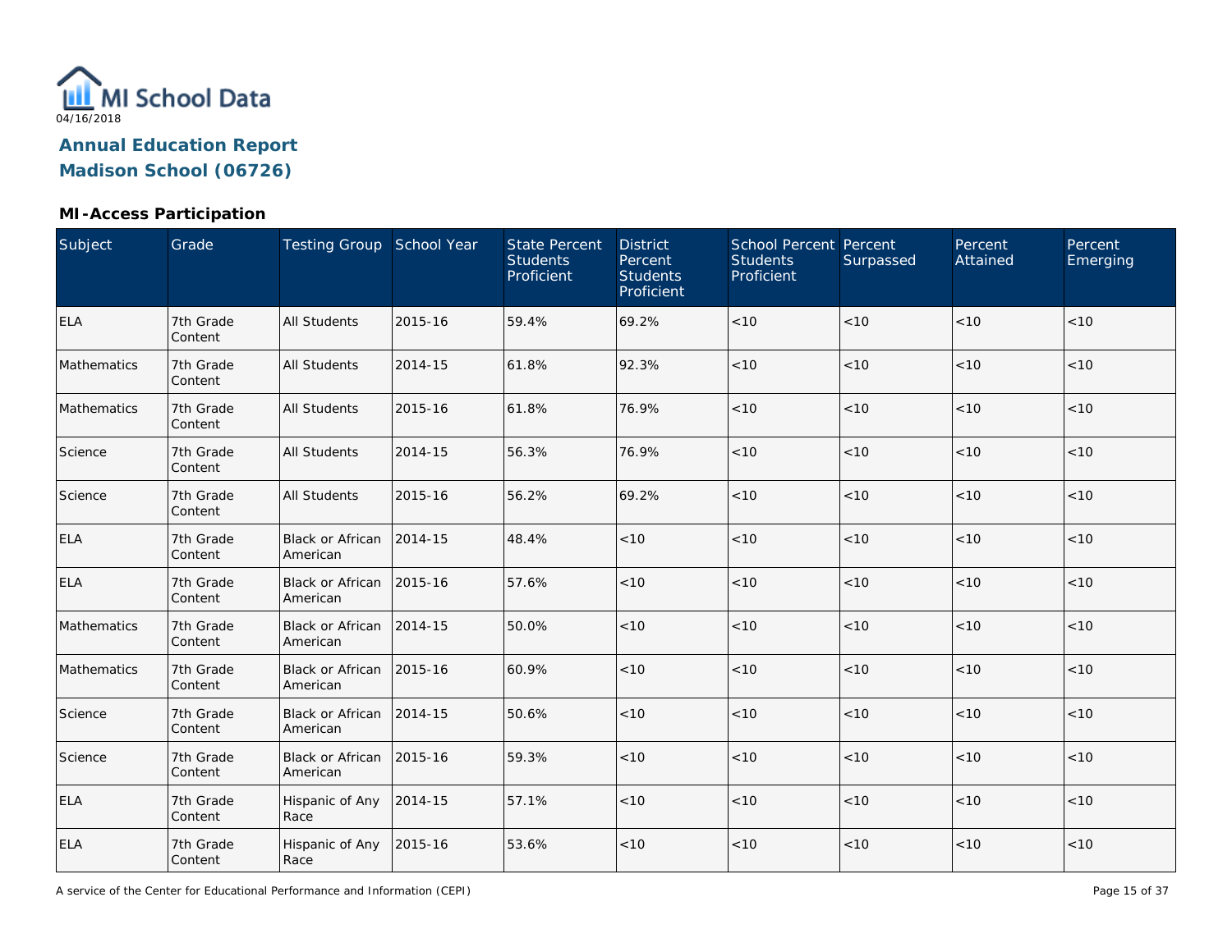MI School Data

04/16/2018

## Annual Education Report
## Madison School (06726)

### MI-Access Participation

| Subject | Grade | Testing Group | School Year | State Percent Students Proficient | District Percent Students Proficient | School Percent Students Proficient | Percent Surpassed | Percent Attained | Percent Emerging |
|---|---|---|---|---|---|---|---|---|---|
| ELA | 7th Grade Content | All Students | 2015-16 | 59.4% | 69.2% | <10 | <10 | <10 | <10 |
| Mathematics | 7th Grade Content | All Students | 2014-15 | 61.8% | 92.3% | <10 | <10 | <10 | <10 |
| Mathematics | 7th Grade Content | All Students | 2015-16 | 61.8% | 76.9% | <10 | <10 | <10 | <10 |
| Science | 7th Grade Content | All Students | 2014-15 | 56.3% | 76.9% | <10 | <10 | <10 | <10 |
| Science | 7th Grade Content | All Students | 2015-16 | 56.2% | 69.2% | <10 | <10 | <10 | <10 |
| ELA | 7th Grade Content | Black or African American | 2014-15 | 48.4% | <10 | <10 | <10 | <10 | <10 |
| ELA | 7th Grade Content | Black or African American | 2015-16 | 57.6% | <10 | <10 | <10 | <10 | <10 |
| Mathematics | 7th Grade Content | Black or African American | 2014-15 | 50.0% | <10 | <10 | <10 | <10 | <10 |
| Mathematics | 7th Grade Content | Black or African American | 2015-16 | 60.9% | <10 | <10 | <10 | <10 | <10 |
| Science | 7th Grade Content | Black or African American | 2014-15 | 50.6% | <10 | <10 | <10 | <10 | <10 |
| Science | 7th Grade Content | Black or African American | 2015-16 | 59.3% | <10 | <10 | <10 | <10 | <10 |
| ELA | 7th Grade Content | Hispanic of Any Race | 2014-15 | 57.1% | <10 | <10 | <10 | <10 | <10 |
| ELA | 7th Grade Content | Hispanic of Any Race | 2015-16 | 53.6% | <10 | <10 | <10 | <10 | <10 |

A service of the Center for Educational Performance and Information (CEPI)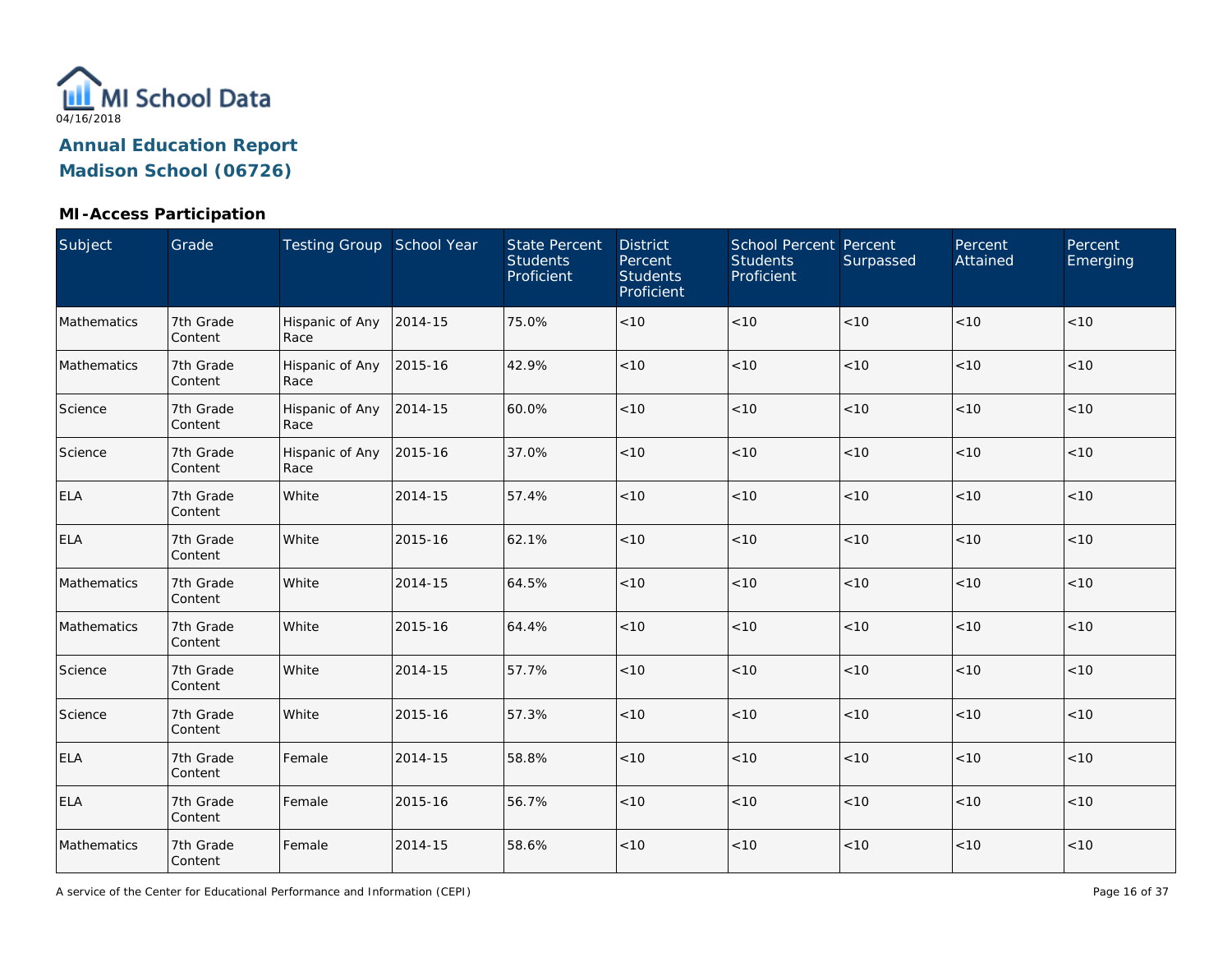MI School Data

04/16/2018

## Annual Education Report
## Madison School (06726)

### MI-Access Participation

| Subject | Grade | Testing Group | School Year | State Percent Students Proficient | District Percent Students Proficient | School Percent Students Proficient | Percent Surpassed | Percent Attained | Percent Emerging |
|---|---|---|---|---|---|---|---|---|---|
| Mathematics | 7th Grade Content | Hispanic of Any Race | 2014-15 | 75.0% | <10 | <10 | <10 | <10 | <10 |
| Mathematics | 7th Grade Content | Hispanic of Any Race | 2015-16 | 42.9% | <10 | <10 | <10 | <10 | <10 |
| Science | 7th Grade Content | Hispanic of Any Race | 2014-15 | 60.0% | <10 | <10 | <10 | <10 | <10 |
| Science | 7th Grade Content | Hispanic of Any Race | 2015-16 | 37.0% | <10 | <10 | <10 | <10 | <10 |
| ELA | 7th Grade Content | White | 2014-15 | 57.4% | <10 | <10 | <10 | <10 | <10 |
| ELA | 7th Grade Content | White | 2015-16 | 62.1% | <10 | <10 | <10 | <10 | <10 |
| Mathematics | 7th Grade Content | White | 2014-15 | 64.5% | <10 | <10 | <10 | <10 | <10 |
| Mathematics | 7th Grade Content | White | 2015-16 | 64.4% | <10 | <10 | <10 | <10 | <10 |
| Science | 7th Grade Content | White | 2014-15 | 57.7% | <10 | <10 | <10 | <10 | <10 |
| Science | 7th Grade Content | White | 2015-16 | 57.3% | <10 | <10 | <10 | <10 | <10 |
| ELA | 7th Grade Content | Female | 2014-15 | 58.8% | <10 | <10 | <10 | <10 | <10 |
| ELA | 7th Grade Content | Female | 2015-16 | 56.7% | <10 | <10 | <10 | <10 | <10 |
| Mathematics | 7th Grade Content | Female | 2014-15 | 58.6% | <10 | <10 | <10 | <10 | <10 |

A service of the Center for Educational Performance and Information (CEPI)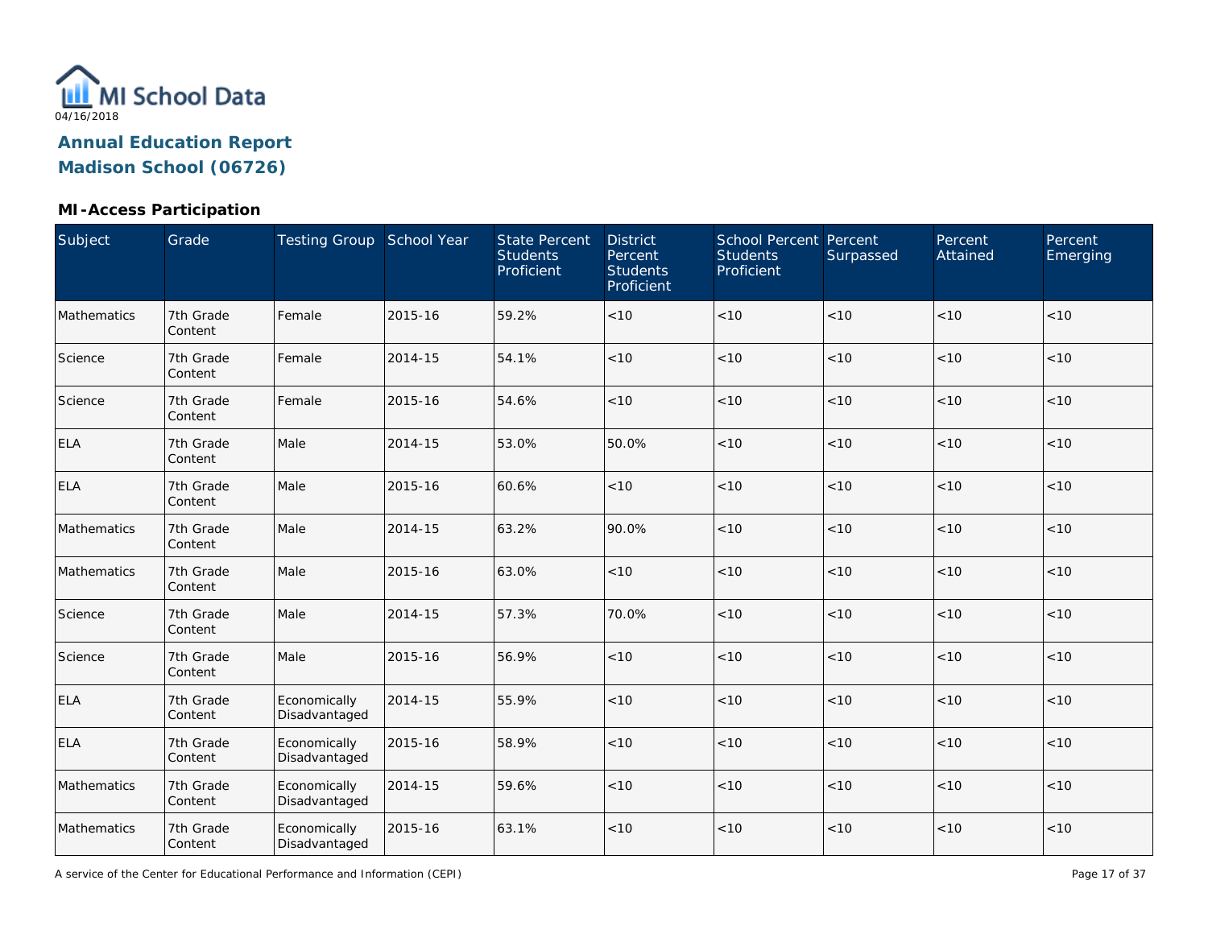MI School Data

04/16/2018

**Annual Education Report**

**Madison School (06726)**

### MI-Access Participation

| Subject | Grade | Testing Group | School Year | State Percent Students Proficient | District Percent Students Proficient | School Percent Students Proficient | Percent Surpassed | Percent Attained | Percent Emerging |
|---|---|---|---|---|---|---|---|---|---|
| Mathematics | 7th Grade Content | Female | 2015-16 | 59.2% | <10 | <10 | <10 | <10 | <10 |
| Science | 7th Grade Content | Female | 2014-15 | 54.1% | <10 | <10 | <10 | <10 | <10 |
| Science | 7th Grade Content | Female | 2015-16 | 54.6% | <10 | <10 | <10 | <10 | <10 |
| ELA | 7th Grade Content | Male | 2014-15 | 53.0% | 50.0% | <10 | <10 | <10 | <10 |
| ELA | 7th Grade Content | Male | 2015-16 | 60.6% | <10 | <10 | <10 | <10 | <10 |
| Mathematics | 7th Grade Content | Male | 2014-15 | 63.2% | 90.0% | <10 | <10 | <10 | <10 |
| Mathematics | 7th Grade Content | Male | 2015-16 | 63.0% | <10 | <10 | <10 | <10 | <10 |
| Science | 7th Grade Content | Male | 2014-15 | 57.3% | 70.0% | <10 | <10 | <10 | <10 |
| Science | 7th Grade Content | Male | 2015-16 | 56.9% | <10 | <10 | <10 | <10 | <10 |
| ELA | 7th Grade Content | Economically Disadvantaged | 2014-15 | 55.9% | <10 | <10 | <10 | <10 | <10 |
| ELA | 7th Grade Content | Economically Disadvantaged | 2015-16 | 58.9% | <10 | <10 | <10 | <10 | <10 |
| Mathematics | 7th Grade Content | Economically Disadvantaged | 2014-15 | 59.6% | <10 | <10 | <10 | <10 | <10 |
| Mathematics | 7th Grade Content | Economically Disadvantaged | 2015-16 | 63.1% | <10 | <10 | <10 | <10 | <10 |

A service of the Center for Educational Performance and Information (CEPI)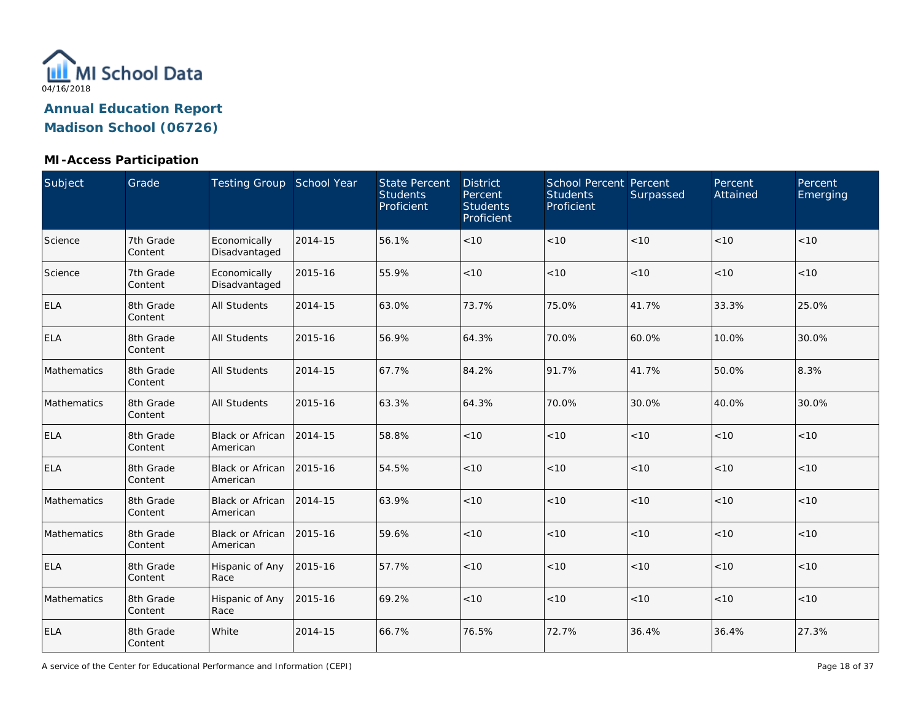MI School Data
04/16/2018

**Annual Education Report**
**Madison School (06726)**

### MI-Access Participation

| Subject | Grade | Testing Group | School Year | State Percent Students Proficient | District Percent Students Proficient | School Percent Students Proficient | Percent Surpassed | Percent Attained | Percent Emerging |
|---|---|---|---|---|---|---|---|---|---|
| Science | 7th Grade Content | Economically Disadvantaged | 2014-15 | 56.1% | <10 | <10 | <10 | <10 | <10 |
| Science | 7th Grade Content | Economically Disadvantaged | 2015-16 | 55.9% | <10 | <10 | <10 | <10 | <10 |
| ELA | 8th Grade Content | All Students | 2014-15 | 63.0% | 73.7% | 75.0% | 41.7% | 33.3% | 25.0% |
| ELA | 8th Grade Content | All Students | 2015-16 | 56.9% | 64.3% | 70.0% | 60.0% | 10.0% | 30.0% |
| Mathematics | 8th Grade Content | All Students | 2014-15 | 67.7% | 84.2% | 91.7% | 41.7% | 50.0% | 8.3% |
| Mathematics | 8th Grade Content | All Students | 2015-16 | 63.3% | 64.3% | 70.0% | 30.0% | 40.0% | 30.0% |
| ELA | 8th Grade Content | Black or African American | 2014-15 | 58.8% | <10 | <10 | <10 | <10 | <10 |
| ELA | 8th Grade Content | Black or African American | 2015-16 | 54.5% | <10 | <10 | <10 | <10 | <10 |
| Mathematics | 8th Grade Content | Black or African American | 2014-15 | 63.9% | <10 | <10 | <10 | <10 | <10 |
| Mathematics | 8th Grade Content | Black or African American | 2015-16 | 59.6% | <10 | <10 | <10 | <10 | <10 |
| ELA | 8th Grade Content | Hispanic of Any Race | 2015-16 | 57.7% | <10 | <10 | <10 | <10 | <10 |
| Mathematics | 8th Grade Content | Hispanic of Any Race | 2015-16 | 69.2% | <10 | <10 | <10 | <10 | <10 |
| ELA | 8th Grade Content | White | 2014-15 | 66.7% | 76.5% | 72.7% | 36.4% | 36.4% | 27.3% |

A service of the Center for Educational Performance and Information (CEPI)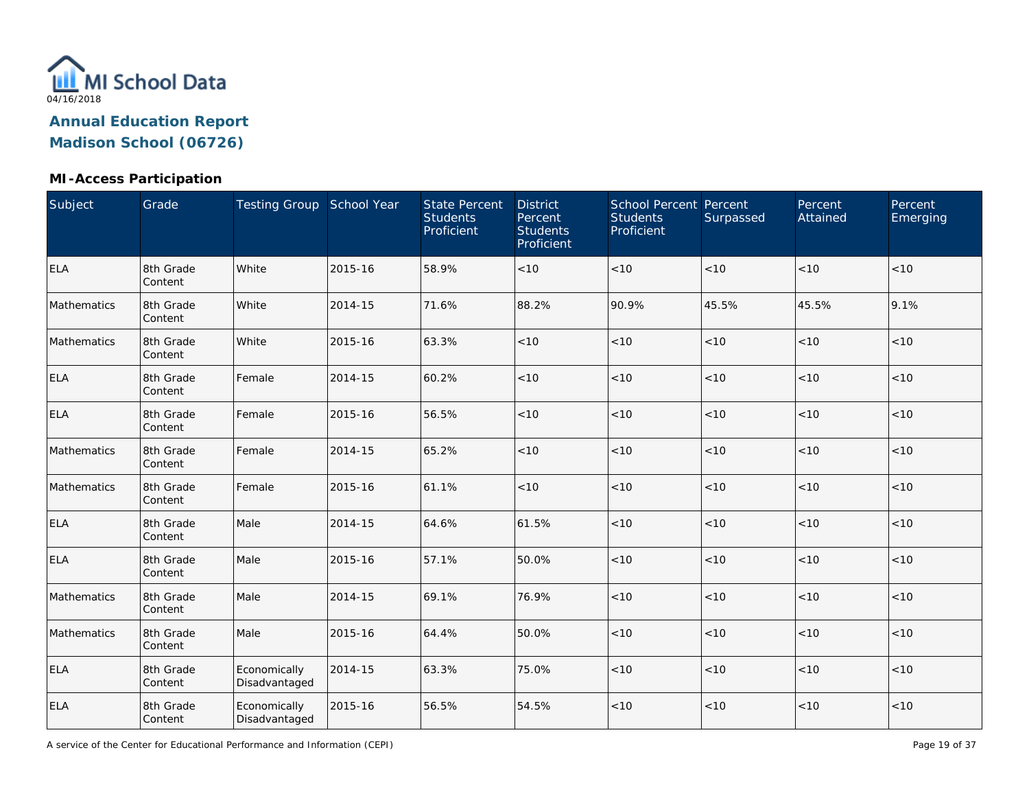MI School Data

04/16/2018

# Annual Education Report

## Madison School (06726)

### MI-Access Participation

| Subject | Grade | Testing Group | School Year | State Percent Students Proficient | District Percent Students Proficient | School Percent Students Proficient | Percent Surpassed | Percent Attained | Percent Emerging |
|---|---|---|---|---|---|---|---|---|---|
| ELA | 8th Grade Content | White | 2015-16 | 58.9% | <10 | <10 | <10 | <10 | <10 |
| Mathematics | 8th Grade Content | White | 2014-15 | 71.6% | 88.2% | 90.9% | 45.5% | 45.5% | 9.1% |
| Mathematics | 8th Grade Content | White | 2015-16 | 63.3% | <10 | <10 | <10 | <10 | <10 |
| ELA | 8th Grade Content | Female | 2014-15 | 60.2% | <10 | <10 | <10 | <10 | <10 |
| ELA | 8th Grade Content | Female | 2015-16 | 56.5% | <10 | <10 | <10 | <10 | <10 |
| Mathematics | 8th Grade Content | Female | 2014-15 | 65.2% | <10 | <10 | <10 | <10 | <10 |
| Mathematics | 8th Grade Content | Female | 2015-16 | 61.1% | <10 | <10 | <10 | <10 | <10 |
| ELA | 8th Grade Content | Male | 2014-15 | 64.6% | 61.5% | <10 | <10 | <10 | <10 |
| ELA | 8th Grade Content | Male | 2015-16 | 57.1% | 50.0% | <10 | <10 | <10 | <10 |
| Mathematics | 8th Grade Content | Male | 2014-15 | 69.1% | 76.9% | <10 | <10 | <10 | <10 |
| Mathematics | 8th Grade Content | Male | 2015-16 | 64.4% | 50.0% | <10 | <10 | <10 | <10 |
| ELA | 8th Grade Content | Economically Disadvantaged | 2014-15 | 63.3% | 75.0% | <10 | <10 | <10 | <10 |
| ELA | 8th Grade Content | Economically Disadvantaged | 2015-16 | 56.5% | 54.5% | <10 | <10 | <10 | <10 |

A service of the Center for Educational Performance and Information (CEPI)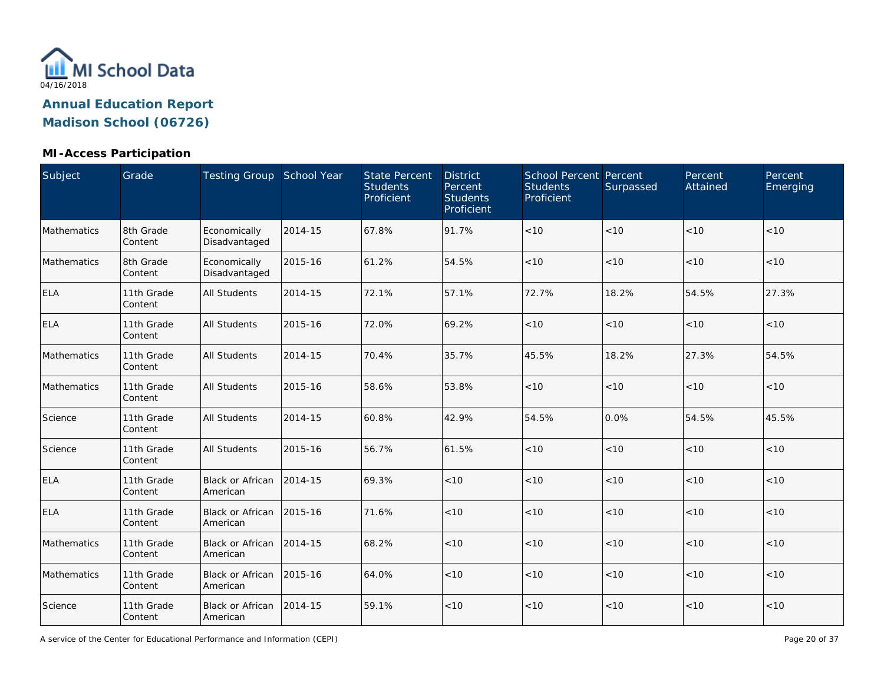MI School Data

04/16/2018

# Annual Education Report
# Madison School (06726)

## MI-Access Participation

| Subject | Grade | Testing Group | School Year | State Percent Students Proficient | District Percent Students Proficient | School Percent Students Proficient | Percent Surpassed | Percent Attained | Percent Emerging |
|---|---|---|---|---|---|---|---|---|---|
| Mathematics | 8th Grade Content | Economically Disadvantaged | 2014-15 | 67.8% | 91.7% | <10 | <10 | <10 | <10 |
| Mathematics | 8th Grade Content | Economically Disadvantaged | 2015-16 | 61.2% | 54.5% | <10 | <10 | <10 | <10 |
| ELA | 11th Grade Content | All Students | 2014-15 | 72.1% | 57.1% | 72.7% | 18.2% | 54.5% | 27.3% |
| ELA | 11th Grade Content | All Students | 2015-16 | 72.0% | 69.2% | <10 | <10 | <10 | <10 |
| Mathematics | 11th Grade Content | All Students | 2014-15 | 70.4% | 35.7% | 45.5% | 18.2% | 27.3% | 54.5% |
| Mathematics | 11th Grade Content | All Students | 2015-16 | 58.6% | 53.8% | <10 | <10 | <10 | <10 |
| Science | 11th Grade Content | All Students | 2014-15 | 60.8% | 42.9% | 54.5% | 0.0% | 54.5% | 45.5% |
| Science | 11th Grade Content | All Students | 2015-16 | 56.7% | 61.5% | <10 | <10 | <10 | <10 |
| ELA | 11th Grade Content | Black or African American | 2014-15 | 69.3% | <10 | <10 | <10 | <10 | <10 |
| ELA | 11th Grade Content | Black or African American | 2015-16 | 71.6% | <10 | <10 | <10 | <10 | <10 |
| Mathematics | 11th Grade Content | Black or African American | 2014-15 | 68.2% | <10 | <10 | <10 | <10 | <10 |
| Mathematics | 11th Grade Content | Black or African American | 2015-16 | 64.0% | <10 | <10 | <10 | <10 | <10 |
| Science | 11th Grade Content | Black or African American | 2014-15 | 59.1% | <10 | <10 | <10 | <10 | <10 |

A service of the Center for Educational Performance and Information (CEPI)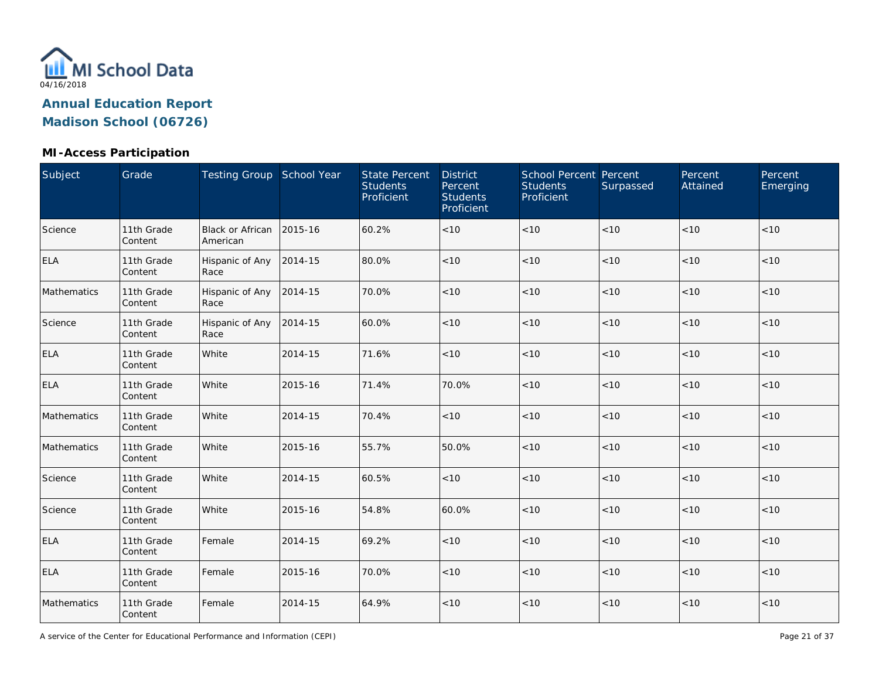MI School Data

04/16/2018

## Annual Education Report

## Madison School (06726)

### MI-Access Participation

| Subject | Grade | Testing Group | School Year | State Percent Students Proficient | District Percent Students Proficient | School Percent Students Proficient | Percent Surpassed | Percent Attained | Percent Emerging |
|---|---|---|---|---|---|---|---|---|---|
| Science | 11th Grade Content | Black or African American | 2015-16 | 60.2% | <10 | <10 | <10 | <10 | <10 |
| ELA | 11th Grade Content | Hispanic of Any Race | 2014-15 | 80.0% | <10 | <10 | <10 | <10 | <10 |
| Mathematics | 11th Grade Content | Hispanic of Any Race | 2014-15 | 70.0% | <10 | <10 | <10 | <10 | <10 |
| Science | 11th Grade Content | Hispanic of Any Race | 2014-15 | 60.0% | <10 | <10 | <10 | <10 | <10 |
| ELA | 11th Grade Content | White | 2014-15 | 71.6% | <10 | <10 | <10 | <10 | <10 |
| ELA | 11th Grade Content | White | 2015-16 | 71.4% | 70.0% | <10 | <10 | <10 | <10 |
| Mathematics | 11th Grade Content | White | 2014-15 | 70.4% | <10 | <10 | <10 | <10 | <10 |
| Mathematics | 11th Grade Content | White | 2015-16 | 55.7% | 50.0% | <10 | <10 | <10 | <10 |
| Science | 11th Grade Content | White | 2014-15 | 60.5% | <10 | <10 | <10 | <10 | <10 |
| Science | 11th Grade Content | White | 2015-16 | 54.8% | 60.0% | <10 | <10 | <10 | <10 |
| ELA | 11th Grade Content | Female | 2014-15 | 69.2% | <10 | <10 | <10 | <10 | <10 |
| ELA | 11th Grade Content | Female | 2015-16 | 70.0% | <10 | <10 | <10 | <10 | <10 |
| Mathematics | 11th Grade Content | Female | 2014-15 | 64.9% | <10 | <10 | <10 | <10 | <10 |

A service of the Center for Educational Performance and Information (CEPI)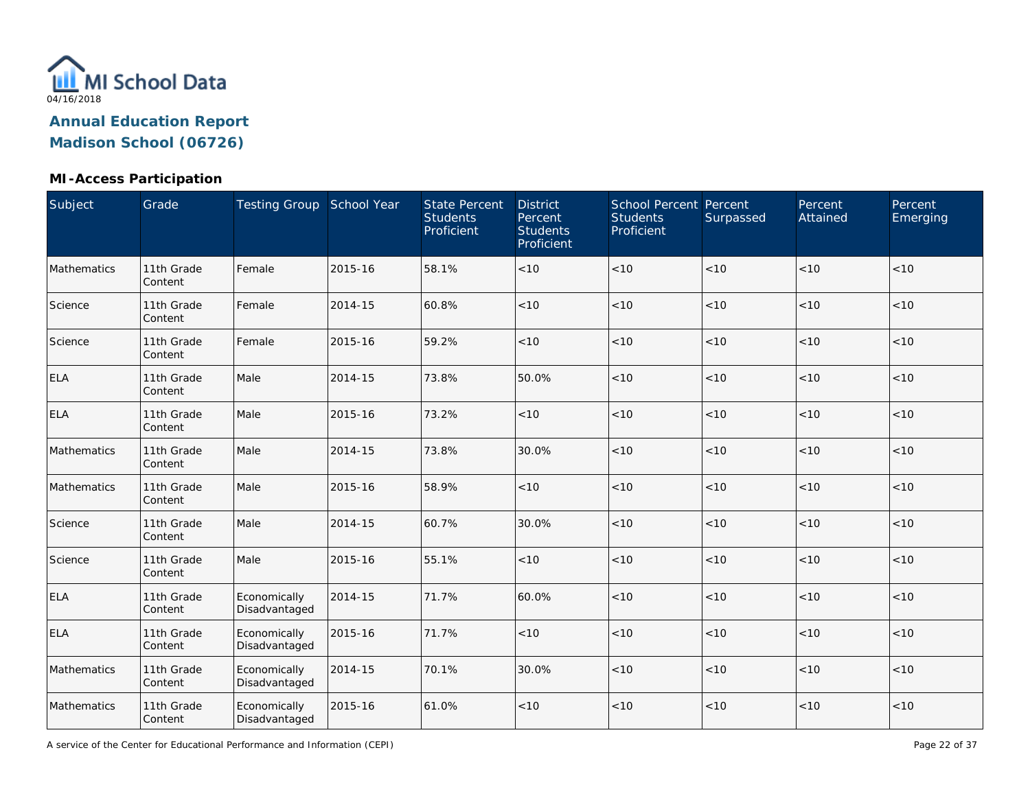MI School Data

04/16/2018

**Annual Education Report**
**Madison School (06726)**

### MI-Access Participation

| Subject | Grade | Testing Group | School Year | State Percent Students Proficient | District Percent Students Proficient | School Percent Students Proficient | Percent Surpassed | Percent Attained | Percent Emerging |
|---|---|---|---|---|---|---|---|---|---|
| Mathematics | 11th Grade Content | Female | 2015-16 | 58.1% | <10 | <10 | <10 | <10 | <10 |
| Science | 11th Grade Content | Female | 2014-15 | 60.8% | <10 | <10 | <10 | <10 | <10 |
| Science | 11th Grade Content | Female | 2015-16 | 59.2% | <10 | <10 | <10 | <10 | <10 |
| ELA | 11th Grade Content | Male | 2014-15 | 73.8% | 50.0% | <10 | <10 | <10 | <10 |
| ELA | 11th Grade Content | Male | 2015-16 | 73.2% | <10 | <10 | <10 | <10 | <10 |
| Mathematics | 11th Grade Content | Male | 2014-15 | 73.8% | 30.0% | <10 | <10 | <10 | <10 |
| Mathematics | 11th Grade Content | Male | 2015-16 | 58.9% | <10 | <10 | <10 | <10 | <10 |
| Science | 11th Grade Content | Male | 2014-15 | 60.7% | 30.0% | <10 | <10 | <10 | <10 |
| Science | 11th Grade Content | Male | 2015-16 | 55.1% | <10 | <10 | <10 | <10 | <10 |
| ELA | 11th Grade Content | Economically Disadvantaged | 2014-15 | 71.7% | 60.0% | <10 | <10 | <10 | <10 |
| ELA | 11th Grade Content | Economically Disadvantaged | 2015-16 | 71.7% | <10 | <10 | <10 | <10 | <10 |
| Mathematics | 11th Grade Content | Economically Disadvantaged | 2014-15 | 70.1% | 30.0% | <10 | <10 | <10 | <10 |
| Mathematics | 11th Grade Content | Economically Disadvantaged | 2015-16 | 61.0% | <10 | <10 | <10 | <10 | <10 |

A service of the Center for Educational Performance and Information (CEPI)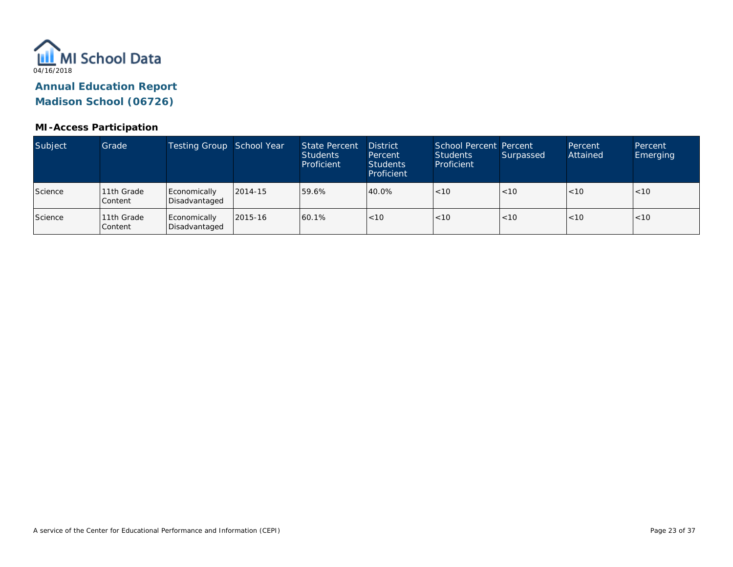MI School Data

04/16/2018

## Annual Education Report
## Madison School (06726)

### MI-Access Participation

| Subject | Grade | Testing Group | School Year | State Percent Students Proficient | District Percent Students Proficient | School Percent Students Proficient | Percent Surpassed | Percent Attained | Percent Emerging |
|---|---|---|---|---|---|---|---|---|---|
| Science | 11th Grade Content | Economically Disadvantaged | 2014-15 | 59.6% | 40.0% | <10 | <10 | <10 | <10 |
| Science | 11th Grade Content | Economically Disadvantaged | 2015-16 | 60.1% | <10 | <10 | <10 | <10 | <10 |

A service of the Center for Educational Performance and Information (CEPI)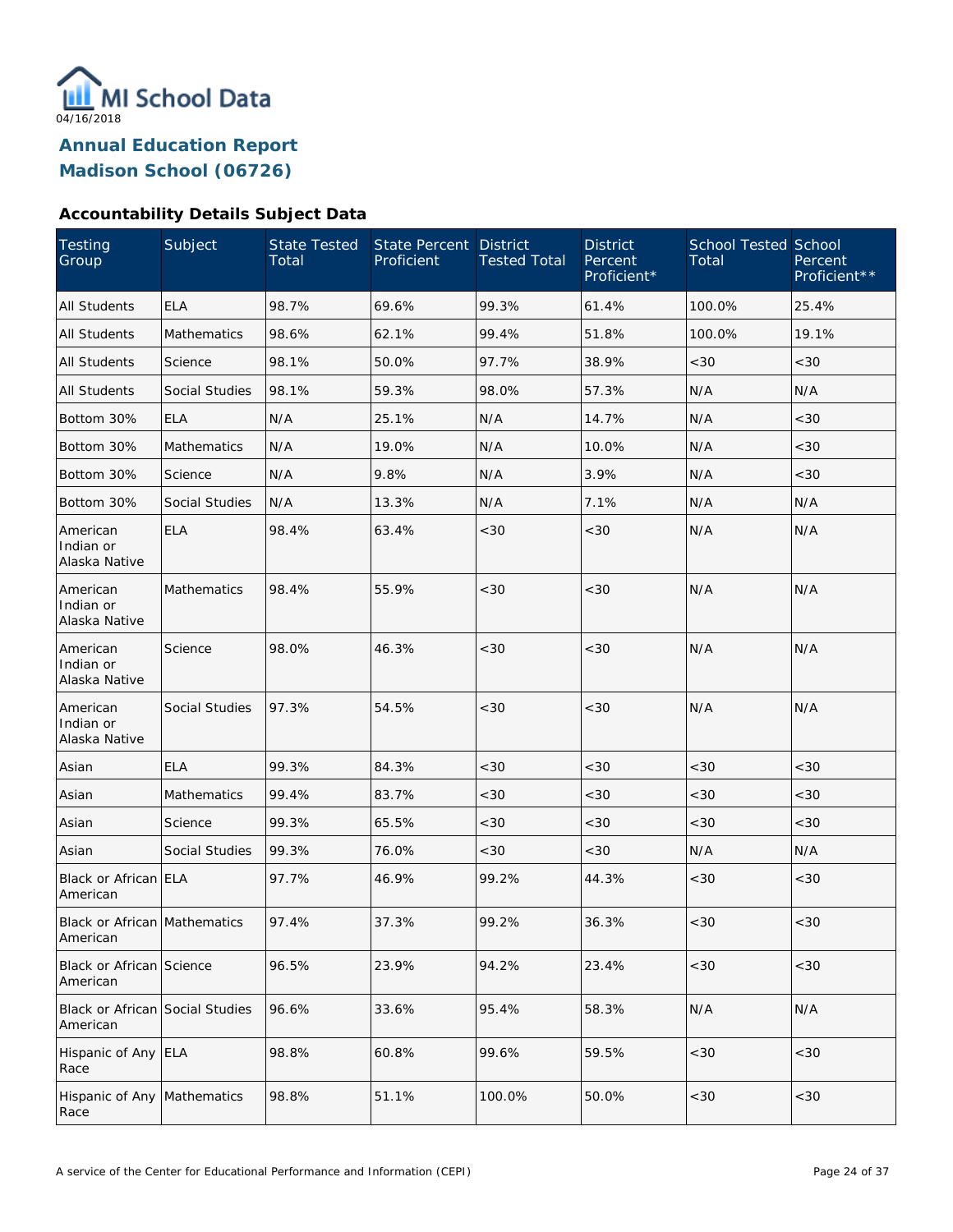MI School Data

04/16/2018

# Annual Education Report
# Madison School (06726)

### Accountability Details Subject Data

| Testing Group | Subject | State Tested Total | State Percent Proficient | District Tested Total | District Percent Proficient* | School Tested Total | School Percent Proficient** |
|---|---|---|---|---|---|---|---|
| All Students | ELA | 98.7% | 69.6% | 99.3% | 61.4% | 100.0% | 25.4% |
| All Students | Mathematics | 98.6% | 62.1% | 99.4% | 51.8% | 100.0% | 19.1% |
| All Students | Science | 98.1% | 50.0% | 97.7% | 38.9% | <30 | <30 |
| All Students | Social Studies | 98.1% | 59.3% | 98.0% | 57.3% | N/A | N/A |
| Bottom 30% | ELA | N/A | 25.1% | N/A | 14.7% | N/A | <30 |
| Bottom 30% | Mathematics | N/A | 19.0% | N/A | 10.0% | N/A | <30 |
| Bottom 30% | Science | N/A | 9.8% | N/A | 3.9% | N/A | <30 |
| Bottom 30% | Social Studies | N/A | 13.3% | N/A | 7.1% | N/A | N/A |
| American Indian or Alaska Native | ELA | 98.4% | 63.4% | <30 | <30 | N/A | N/A |
| American Indian or Alaska Native | Mathematics | 98.4% | 55.9% | <30 | <30 | N/A | N/A |
| American Indian or Alaska Native | Science | 98.0% | 46.3% | <30 | <30 | N/A | N/A |
| American Indian or Alaska Native | Social Studies | 97.3% | 54.5% | <30 | <30 | N/A | N/A |
| Asian | ELA | 99.3% | 84.3% | <30 | <30 | <30 | <30 |
| Asian | Mathematics | 99.4% | 83.7% | <30 | <30 | <30 | <30 |
| Asian | Science | 99.3% | 65.5% | <30 | <30 | <30 | <30 |
| Asian | Social Studies | 99.3% | 76.0% | <30 | <30 | N/A | N/A |
| Black or African American | ELA | 97.7% | 46.9% | 99.2% | 44.3% | <30 | <30 |
| Black or African American | Mathematics | 97.4% | 37.3% | 99.2% | 36.3% | <30 | <30 |
| Black or African American | Science | 96.5% | 23.9% | 94.2% | 23.4% | <30 | <30 |
| Black or African American | Social Studies | 96.6% | 33.6% | 95.4% | 58.3% | N/A | N/A |
| Hispanic of Any Race | ELA | 98.8% | 60.8% | 99.6% | 59.5% | <30 | <30 |
| Hispanic of Any Race | Mathematics | 98.8% | 51.1% | 100.0% | 50.0% | <30 | <30 |

A service of the Center for Educational Performance and Information (CEPI)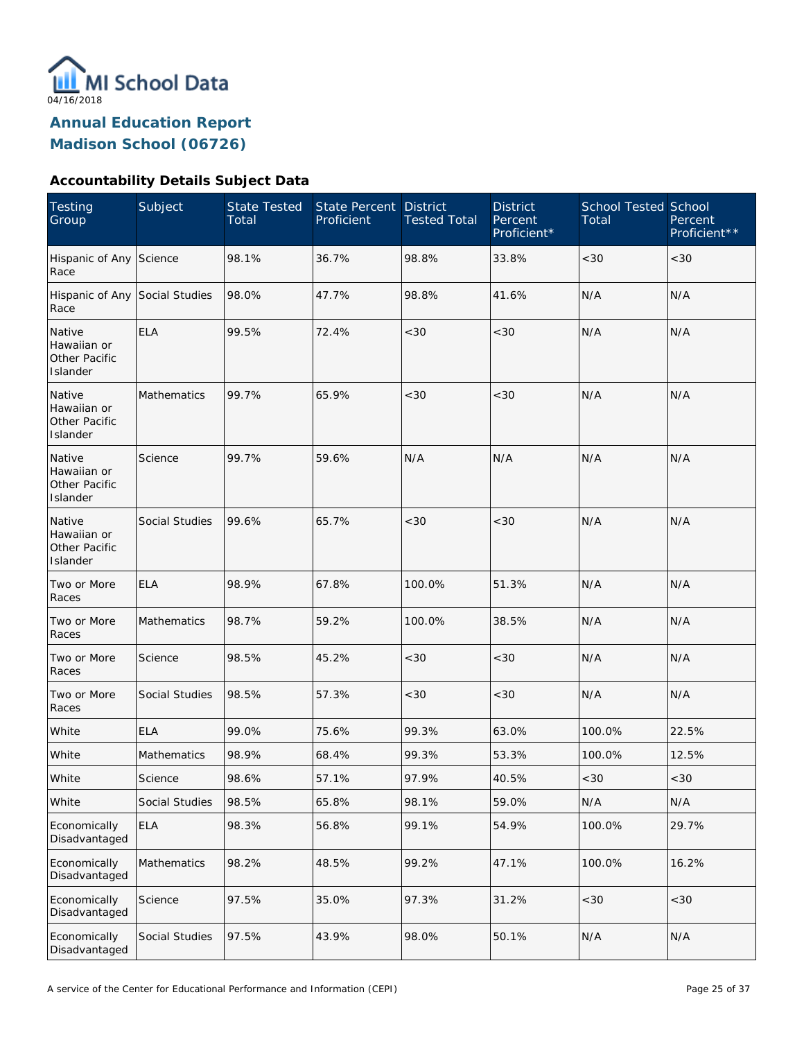MI School Data

04/16/2018

## Annual Education Report
## Madison School (06726)

### Accountability Details Subject Data

| Testing Group | Subject | State Tested Total | State Percent Proficient | District Tested Total | District Percent Proficient* | School Tested Total | School Percent Proficient** |
|---|---|---|---|---|---|---|---|
| Hispanic of Any Race | Science | 98.1% | 36.7% | 98.8% | 33.8% | <30 | <30 |
| Hispanic of Any Race | Social Studies | 98.0% | 47.7% | 98.8% | 41.6% | N/A | N/A |
| Native Hawaiian or Other Pacific Islander | ELA | 99.5% | 72.4% | <30 | <30 | N/A | N/A |
| Native Hawaiian or Other Pacific Islander | Mathematics | 99.7% | 65.9% | <30 | <30 | N/A | N/A |
| Native Hawaiian or Other Pacific Islander | Science | 99.7% | 59.6% | N/A | N/A | N/A | N/A |
| Native Hawaiian or Other Pacific Islander | Social Studies | 99.6% | 65.7% | <30 | <30 | N/A | N/A |
| Two or More Races | ELA | 98.9% | 67.8% | 100.0% | 51.3% | N/A | N/A |
| Two or More Races | Mathematics | 98.7% | 59.2% | 100.0% | 38.5% | N/A | N/A |
| Two or More Races | Science | 98.5% | 45.2% | <30 | <30 | N/A | N/A |
| Two or More Races | Social Studies | 98.5% | 57.3% | <30 | <30 | N/A | N/A |
| White | ELA | 99.0% | 75.6% | 99.3% | 63.0% | 100.0% | 22.5% |
| White | Mathematics | 98.9% | 68.4% | 99.3% | 53.3% | 100.0% | 12.5% |
| White | Science | 98.6% | 57.1% | 97.9% | 40.5% | <30 | <30 |
| White | Social Studies | 98.5% | 65.8% | 98.1% | 59.0% | N/A | N/A |
| Economically Disadvantaged | ELA | 98.3% | 56.8% | 99.1% | 54.9% | 100.0% | 29.7% |
| Economically Disadvantaged | Mathematics | 98.2% | 48.5% | 99.2% | 47.1% | 100.0% | 16.2% |
| Economically Disadvantaged | Science | 97.5% | 35.0% | 97.3% | 31.2% | <30 | <30 |
| Economically Disadvantaged | Social Studies | 97.5% | 43.9% | 98.0% | 50.1% | N/A | N/A |

A service of the Center for Educational Performance and Information (CEPI)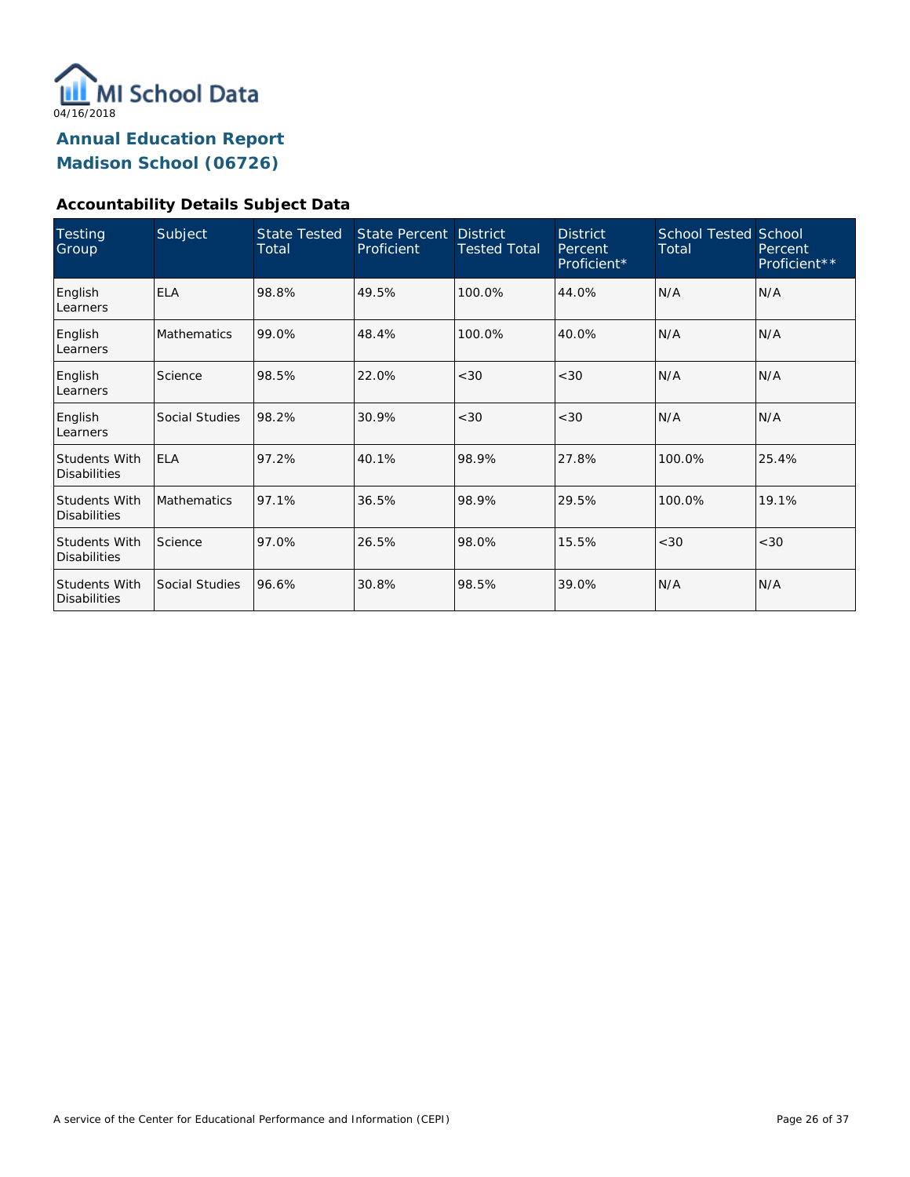MI School Data

04/16/2018

## Annual Education Report
## Madison School (06726)

### Accountability Details Subject Data

| Testing Group | Subject | State Tested Total | State Percent Proficient | District Tested Total | District Percent Proficient* | School Tested Total | School Percent Proficient** |
|---|---|---|---|---|---|---|---|
| English Learners | ELA | 98.8% | 49.5% | 100.0% | 44.0% | N/A | N/A |
| English Learners | Mathematics | 99.0% | 48.4% | 100.0% | 40.0% | N/A | N/A |
| English Learners | Science | 98.5% | 22.0% | <30 | <30 | N/A | N/A |
| English Learners | Social Studies | 98.2% | 30.9% | <30 | <30 | N/A | N/A |
| Students With Disabilities | ELA | 97.2% | 40.1% | 98.9% | 27.8% | 100.0% | 25.4% |
| Students With Disabilities | Mathematics | 97.1% | 36.5% | 98.9% | 29.5% | 100.0% | 19.1% |
| Students With Disabilities | Science | 97.0% | 26.5% | 98.0% | 15.5% | <30 | <30 |
| Students With Disabilities | Social Studies | 96.6% | 30.8% | 98.5% | 39.0% | N/A | N/A |

A service of the Center for Educational Performance and Information (CEPI)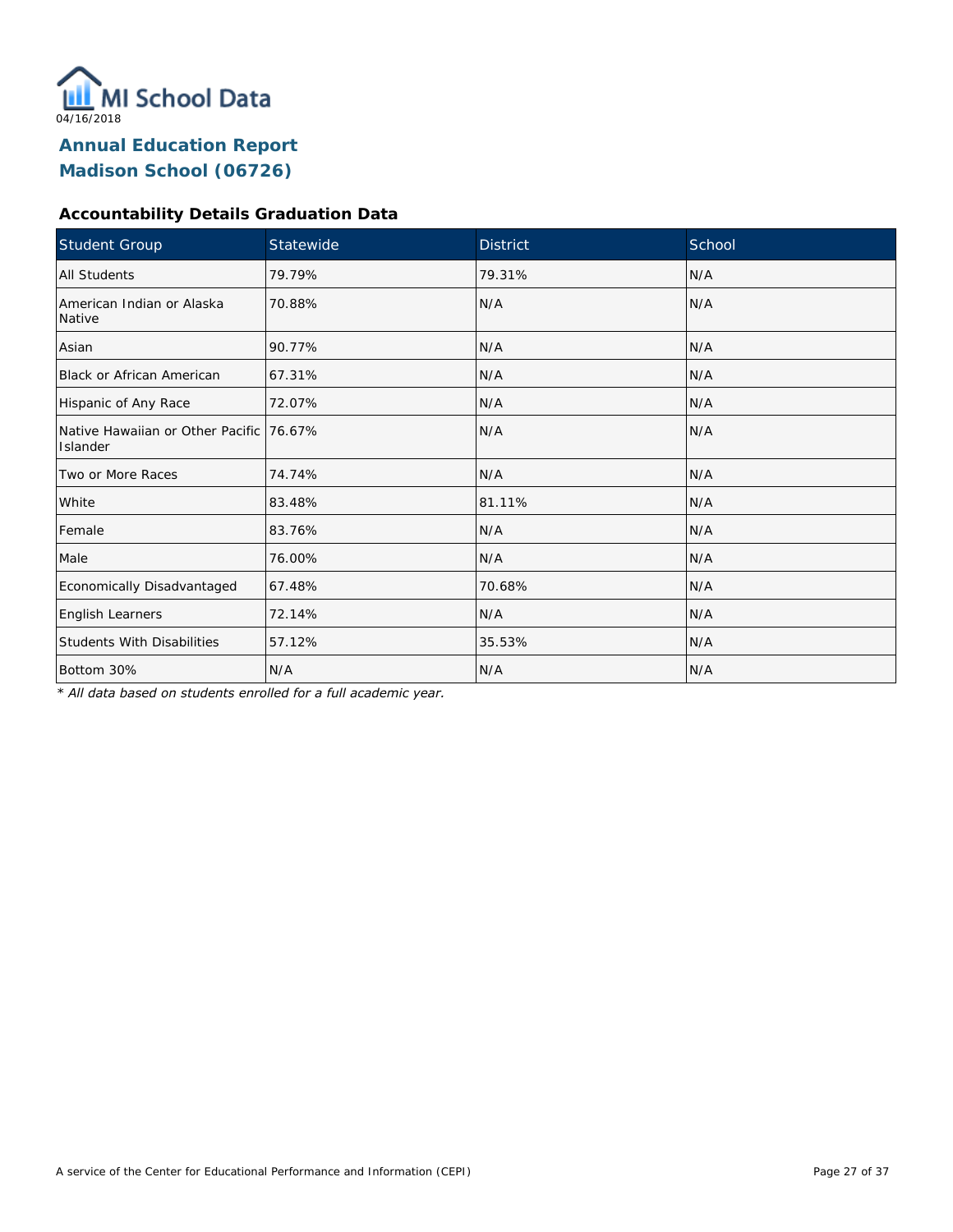MI School Data

04/16/2018

# Annual Education Report
## Madison School (06726)

### Accountability Details Graduation Data

| Student Group | Statewide | District | School |
|---|---|---|---|
| All Students | 79.79% | 79.31% | N/A |
| American Indian or Alaska Native | 70.88% | N/A | N/A |
| Asian | 90.77% | N/A | N/A |
| Black or African American | 67.31% | N/A | N/A |
| Hispanic of Any Race | 72.07% | N/A | N/A |
| Native Hawaiian or Other Pacific Islander | 76.67% | N/A | N/A |
| Two or More Races | 74.74% | N/A | N/A |
| White | 83.48% | 81.11% | N/A |
| Female | 83.76% | N/A | N/A |
| Male | 76.00% | N/A | N/A |
| Economically Disadvantaged | 67.48% | 70.68% | N/A |
| English Learners | 72.14% | N/A | N/A |
| Students With Disabilities | 57.12% | 35.53% | N/A |
| Bottom 30% | N/A | N/A | N/A |

*\* All data based on students enrolled for a full academic year.*

A service of the Center for Educational Performance and Information (CEPI)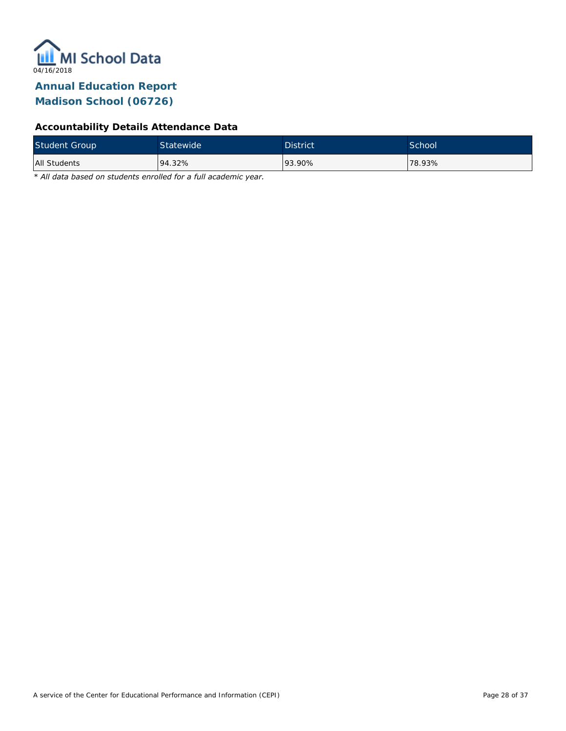MI School Data

04/16/2018

## Annual Education Report
## Madison School (06726)

### Accountability Details Attendance Data

| Student Group | Statewide | District | School |
|---|---|---|---|
| All Students | 94.32% | 93.90% | 78.93% |

*\* All data based on students enrolled for a full academic year.*

A service of the Center for Educational Performance and Information (CEPI)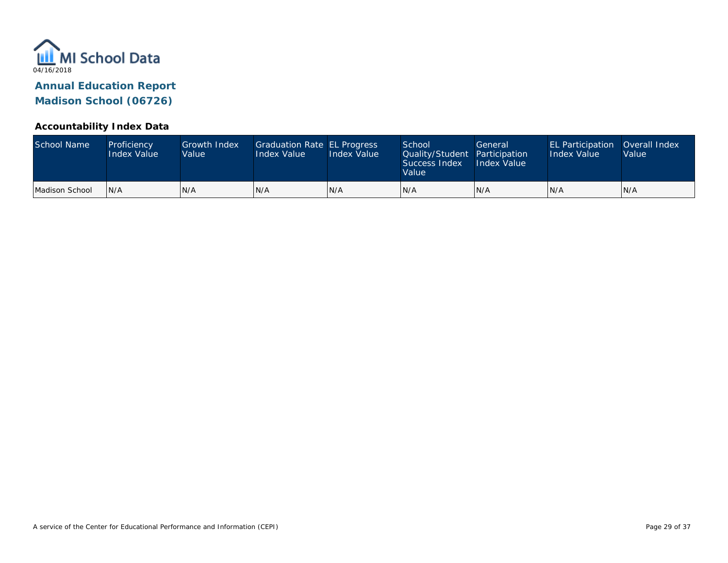MI School Data

04/16/2018

## Annual Education Report

## Madison School (06726)

### Accountability Index Data

| School Name | Proficiency Index Value | Growth Index Value | Graduation Rate Index Value | EL Progress Index Value | School Quality/Student Success Index Value | General Participation Index Value | EL Participation Index Value | Overall Index Value |
|---|---|---|---|---|---|---|---|---|
| Madison School | N/A | N/A | N/A | N/A | N/A | N/A | N/A | N/A |

A service of the Center for Educational Performance and Information (CEPI)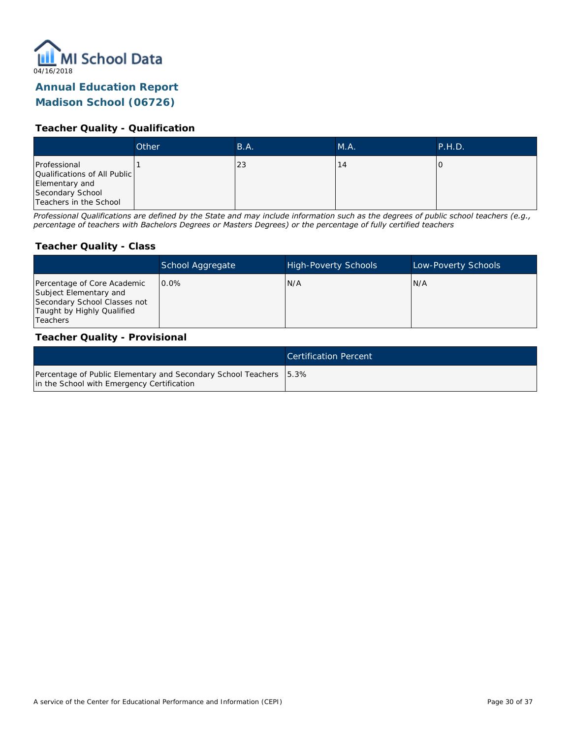MI School Data

04/16/2018

# Annual Education Report
# Madison School (06726)

### Teacher Quality - Qualification

| | Other | B.A. | M.A. | P.H.D. |
|---|---|---|---|---|
| Professional Qualifications of All Public Elementary and Secondary School Teachers in the School | 1 | 23 | 14 | 0 |

*Professional Qualifications are defined by the State and may include information such as the degrees of public school teachers (e.g., percentage of teachers with Bachelors Degrees or Masters Degrees) or the percentage of fully certified teachers*

### Teacher Quality - Class

| | School Aggregate | High-Poverty Schools | Low-Poverty Schools |
|---|---|---|---|
| Percentage of Core Academic Subject Elementary and Secondary School Classes not Taught by Highly Qualified Teachers | 0.0% | N/A | N/A |

### Teacher Quality - Provisional

| | Certification Percent |
|---|---|
| Percentage of Public Elementary and Secondary School Teachers in the School with Emergency Certification | 5.3% |

A service of the Center for Educational Performance and Information (CEPI)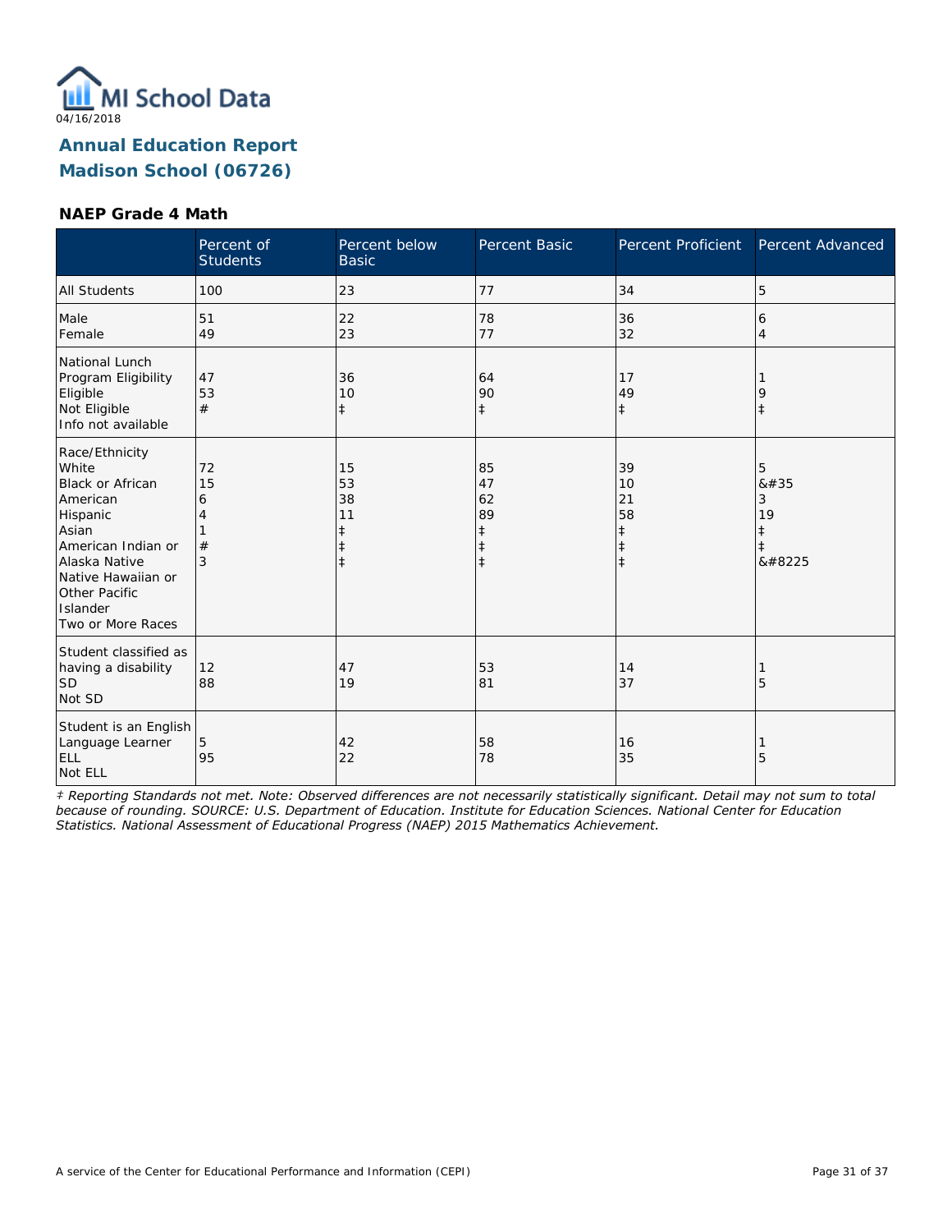MI School Data
04/16/2018

# Annual Education Report
## Madison School (06726)

### NAEP Grade 4 Math

| | Percent of Students | Percent below Basic | Percent Basic | Percent Proficient | Percent Advanced |
|---|---|---|---|---|---|
| All Students | 100 | 23 | 77 | 34 | 5 |
| Male | 51 | 22 | 78 | 36 | 6 |
| Female | 49 | 23 | 77 | 32 | 4 |
| National Lunch Program Eligibility | | | | | |
| Eligible | 47 | 36 | 64 | 17 | 1 |
| Not Eligible | 53 | 10 | 90 | 49 | 9 |
| Info not available | # | ‡ | ‡ | ‡ | ‡ |
| Race/Ethnicity | | | | | |
| White | 72 | 15 | 85 | 39 | 5 |
| Black or African American | 15 | 53 | 47 | 10 | &#35 |
| Hispanic | 6 | 38 | 62 | 21 | 3 |
| Asian | 4 | 11 | 89 | 58 | 19 |
| American Indian or Alaska Native | 1 | ‡ | ‡ | ‡ | ‡ |
| Native Hawaiian or Other Pacific Islander | # | ‡ | ‡ | ‡ | ‡ |
| Two or More Races | 3 | ‡ | ‡ | ‡ | &#8225 |
| Student classified as having a disability | | | | | |
| SD | 12 | 47 | 53 | 14 | 1 |
| Not SD | 88 | 19 | 81 | 37 | 5 |
| Student is an English Language Learner | | | | | |
| ELL | 5 | 42 | 58 | 16 | 1 |
| Not ELL | 95 | 22 | 78 | 35 | 5 |

*‡ Reporting Standards not met. Note: Observed differences are not necessarily statistically significant. Detail may not sum to total because of rounding. SOURCE: U.S. Department of Education. Institute for Education Sciences. National Center for Education Statistics. National Assessment of Educational Progress (NAEP) 2015 Mathematics Achievement.*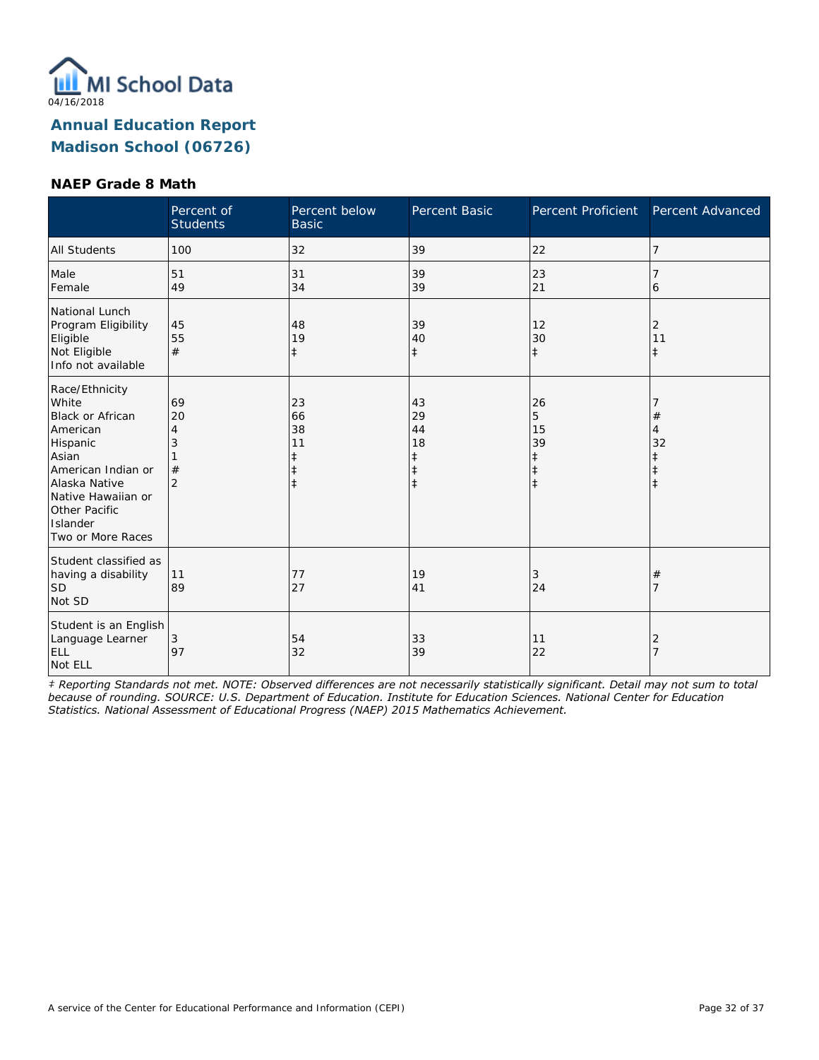MI School Data

04/16/2018

## Annual Education Report
## Madison School (06726)

### NAEP Grade 8 Math

| | Percent of Students | Percent below Basic | Percent Basic | Percent Proficient | Percent Advanced |
|---|---|---|---|---|---|
| All Students | 100 | 32 | 39 | 22 | 7 |
| Male | 51 | 31 | 39 | 23 | 7 |
| Female | 49 | 34 | 39 | 21 | 6 |
| National Lunch Program Eligibility | | | | | |
| Eligible | 45 | 48 | 39 | 12 | 2 |
| Not Eligible | 55 | 19 | 40 | 30 | 11 |
| Info not available | # | ‡ | ‡ | ‡ | ‡ |
| Race/Ethnicity | | | | | |
| White | 69 | 23 | 43 | 26 | 7 |
| Black or African American | 20 | 66 | 29 | 5 | # |
| Hispanic | 4 | 38 | 44 | 15 | 4 |
| Asian | 3 | 11 | 18 | 39 | 32 |
| American Indian or Alaska Native | 1 | ‡ | ‡ | ‡ | ‡ |
| Native Hawaiian or Other Pacific Islander | # | ‡ | ‡ | ‡ | ‡ |
| Two or More Races | 2 | ‡ | ‡ | ‡ | ‡ |
| Student classified as having a disability | | | | | |
| SD | 11 | 77 | 19 | 3 | # |
| Not SD | 89 | 27 | 41 | 24 | 7 |
| Student is an English Language Learner | | | | | |
| ELL | 3 | 54 | 33 | 11 | 2 |
| Not ELL | 97 | 32 | 39 | 22 | 7 |

*‡ Reporting Standards not met. NOTE: Observed differences are not necessarily statistically significant. Detail may not sum to total because of rounding. SOURCE: U.S. Department of Education. Institute for Education Sciences. National Center for Education Statistics. National Assessment of Educational Progress (NAEP) 2015 Mathematics Achievement.*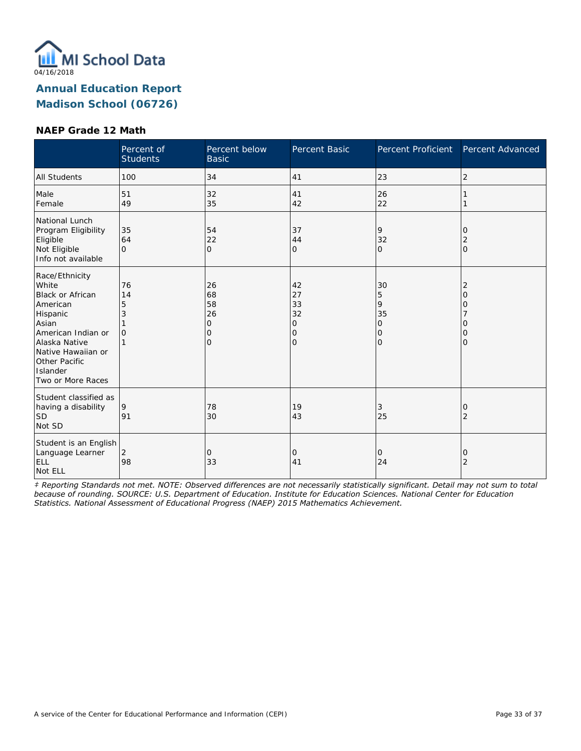MI School Data
04/16/2018

# Annual Education Report
## Madison School (06726)

### NAEP Grade 12 Math

| | Percent of Students | Percent below Basic | Percent Basic | Percent Proficient | Percent Advanced |
|---|---|---|---|---|---|
| All Students | 100 | 34 | 41 | 23 | 2 |
| Male<br>Female | 51<br>49 | 32<br>35 | 41<br>42 | 26<br>22 | 1<br>1 |
| National Lunch Program Eligibility<br>Eligible<br>Not Eligible<br>Info not available | <br>35<br>64<br>0 | <br>54<br>22<br>0 | <br>37<br>44<br>0 | <br>9<br>32<br>0 | <br>0<br>2<br>0 |
| Race/Ethnicity<br>White<br>Black or African American<br>Hispanic<br>Asian<br>American Indian or Alaska Native<br>Native Hawaiian or Other Pacific Islander<br>Two or More Races | <br>76<br>14<br>5<br>3<br>1<br>0<br>1 | <br>26<br>68<br>58<br>26<br>0<br>0<br>0 | <br>42<br>27<br>33<br>32<br>0<br>0<br>0 | <br>30<br>5<br>9<br>35<br>0<br>0<br>0 | <br>2<br>0<br>0<br>7<br>0<br>0<br>0 |
| Student classified as having a disability<br>SD<br>Not SD | <br>9<br>91 | <br>78<br>30 | <br>19<br>43 | <br>3<br>25 | <br>0<br>2 |
| Student is an English Language Learner<br>ELL<br>Not ELL | <br>2<br>98 | <br>0<br>33 | <br>0<br>41 | <br>0<br>24 | <br>0<br>2 |

*‡ Reporting Standards not met. NOTE: Observed differences are not necessarily statistically significant. Detail may not sum to total because of rounding. SOURCE: U.S. Department of Education. Institute for Education Sciences. National Center for Education Statistics. National Assessment of Educational Progress (NAEP) 2015 Mathematics Achievement.*

A service of the Center for Educational Performance and Information (CEPI)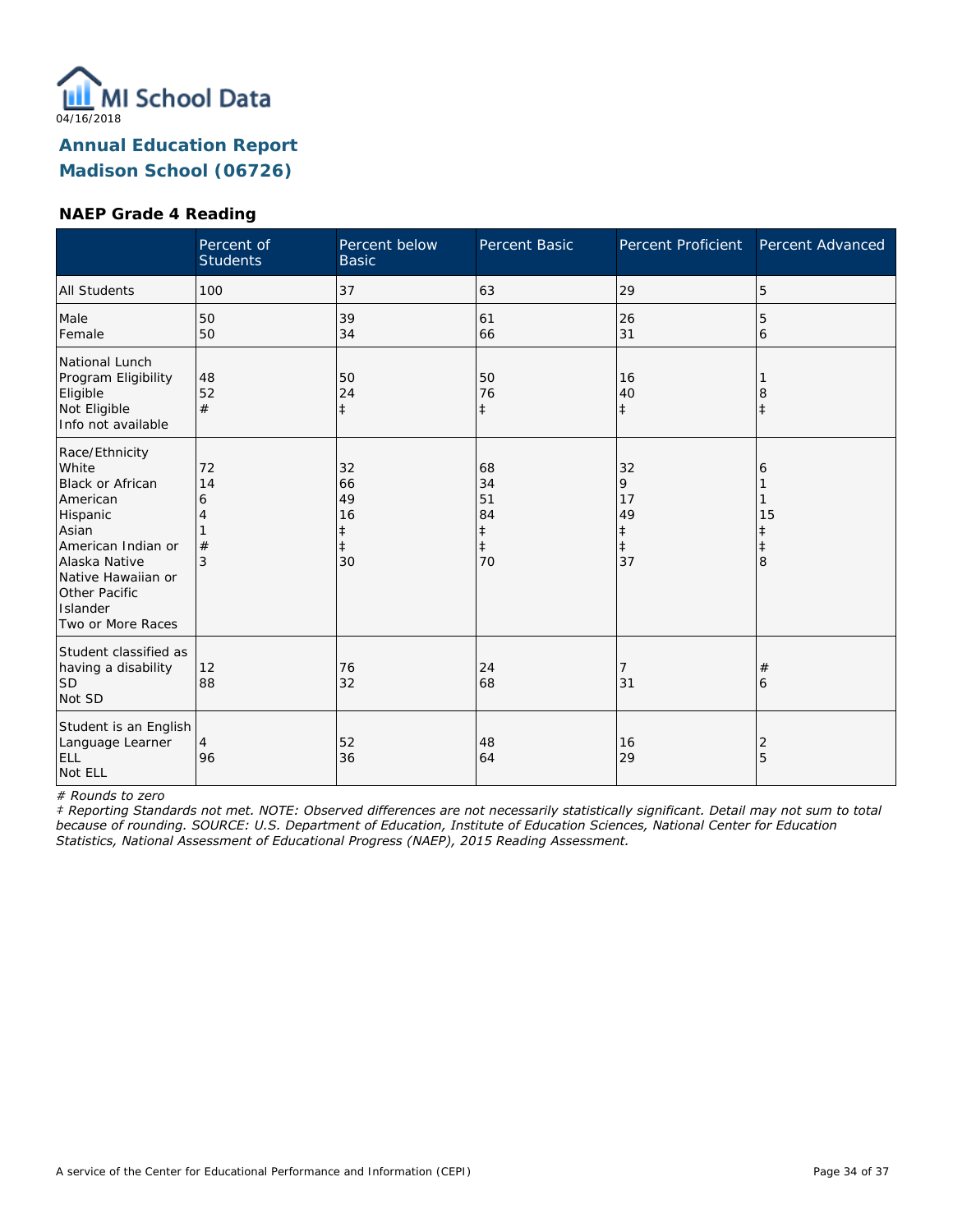MI School Data

04/16/2018

## Annual Education Report
## Madison School (06726)

### NAEP Grade 4 Reading

| | Percent of Students | Percent below Basic | Percent Basic | Percent Proficient | Percent Advanced |
|---|---|---|---|---|---|
| All Students | 100 | 37 | 63 | 29 | 5 |
| Male | 50 | 39 | 61 | 26 | 5 |
| Female | 50 | 34 | 66 | 31 | 6 |
| National Lunch Program Eligibility | | | | | |
| Eligible | 48 | 50 | 50 | 16 | 1 |
| Not Eligible | 52 | 24 | 76 | 40 | 8 |
| Info not available | # | ‡ | ‡ | ‡ | ‡ |
| Race/Ethnicity | | | | | |
| White | 72 | 32 | 68 | 32 | 6 |
| Black or African American | 14 | 66 | 34 | 9 | 1 |
| Hispanic | 6 | 49 | 51 | 17 | 1 |
| Asian | 4 | 16 | 84 | 49 | 15 |
| American Indian or Alaska Native | 1 | ‡ | ‡ | ‡ | ‡ |
| Native Hawaiian or Other Pacific Islander | # | ‡ | ‡ | ‡ | ‡ |
| Two or More Races | 3 | 30 | 70 | 37 | 8 |
| Student classified as having a disability | | | | | |
| SD | 12 | 76 | 24 | 7 | # |
| Not SD | 88 | 32 | 68 | 31 | 6 |
| Student is an English Language Learner | | | | | |
| ELL | 4 | 52 | 48 | 16 | 2 |
| Not ELL | 96 | 36 | 64 | 29 | 5 |

*# Rounds to zero*

*‡ Reporting Standards not met. NOTE: Observed differences are not necessarily statistically significant. Detail may not sum to total because of rounding. SOURCE: U.S. Department of Education, Institute of Education Sciences, National Center for Education Statistics, National Assessment of Educational Progress (NAEP), 2015 Reading Assessment.*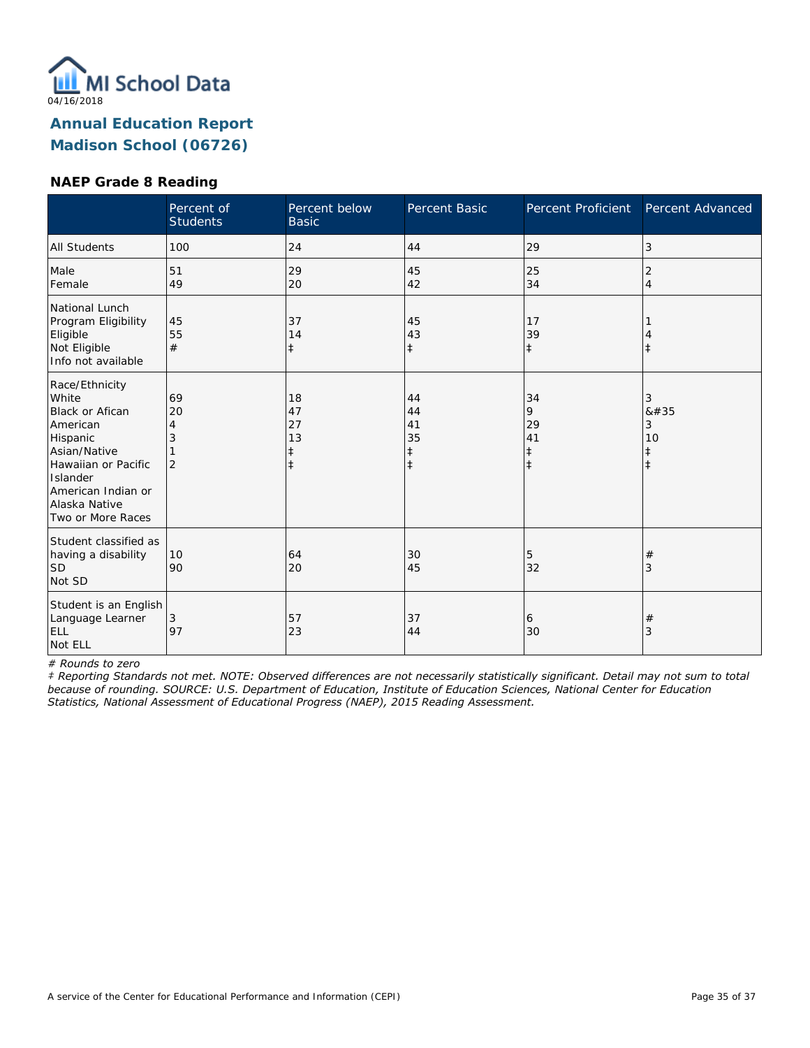MI School Data

04/16/2018

## Annual Education Report
## Madison School (06726)

### NAEP Grade 8 Reading

| | Percent of Students | Percent below Basic | Percent Basic | Percent Proficient | Percent Advanced |
|---|---|---|---|---|---|
| All Students | 100 | 24 | 44 | 29 | 3 |
| Male | 51 | 29 | 45 | 25 | 2 |
| Female | 49 | 20 | 42 | 34 | 4 |
| National Lunch Program Eligibility | | | | | |
| Eligible | 45 | 37 | 45 | 17 | 1 |
| Not Eligible | 55 | 14 | 43 | 39 | 4 |
| Info not available | # | ‡ | ‡ | ‡ | ‡ |
| Race/Ethnicity | | | | | |
| White | 69 | 18 | 44 | 34 | 3 |
| Black or Afican American | 20 | 47 | 44 | 9 | &#35 |
| Hispanic | 4 | 27 | 41 | 29 | 3 |
| Asian/Native Hawaiian or Pacific Islander | 3 | 13 | 35 | 41 | 10 |
| American Indian or Alaska Native | 1 | ‡ | ‡ | ‡ | ‡ |
| Two or More Races | 2 | ‡ | ‡ | ‡ | ‡ |
| Student classified as having a disability | | | | | |
| SD | 10 | 64 | 30 | 5 | # |
| Not SD | 90 | 20 | 45 | 32 | 3 |
| Student is an English Language Learner | | | | | |
| ELL | 3 | 57 | 37 | 6 | # |
| Not ELL | 97 | 23 | 44 | 30 | 3 |

*# Rounds to zero*

*‡ Reporting Standards not met. NOTE: Observed differences are not necessarily statistically significant. Detail may not sum to total because of rounding. SOURCE: U.S. Department of Education, Institute of Education Sciences, National Center for Education Statistics, National Assessment of Educational Progress (NAEP), 2015 Reading Assessment.*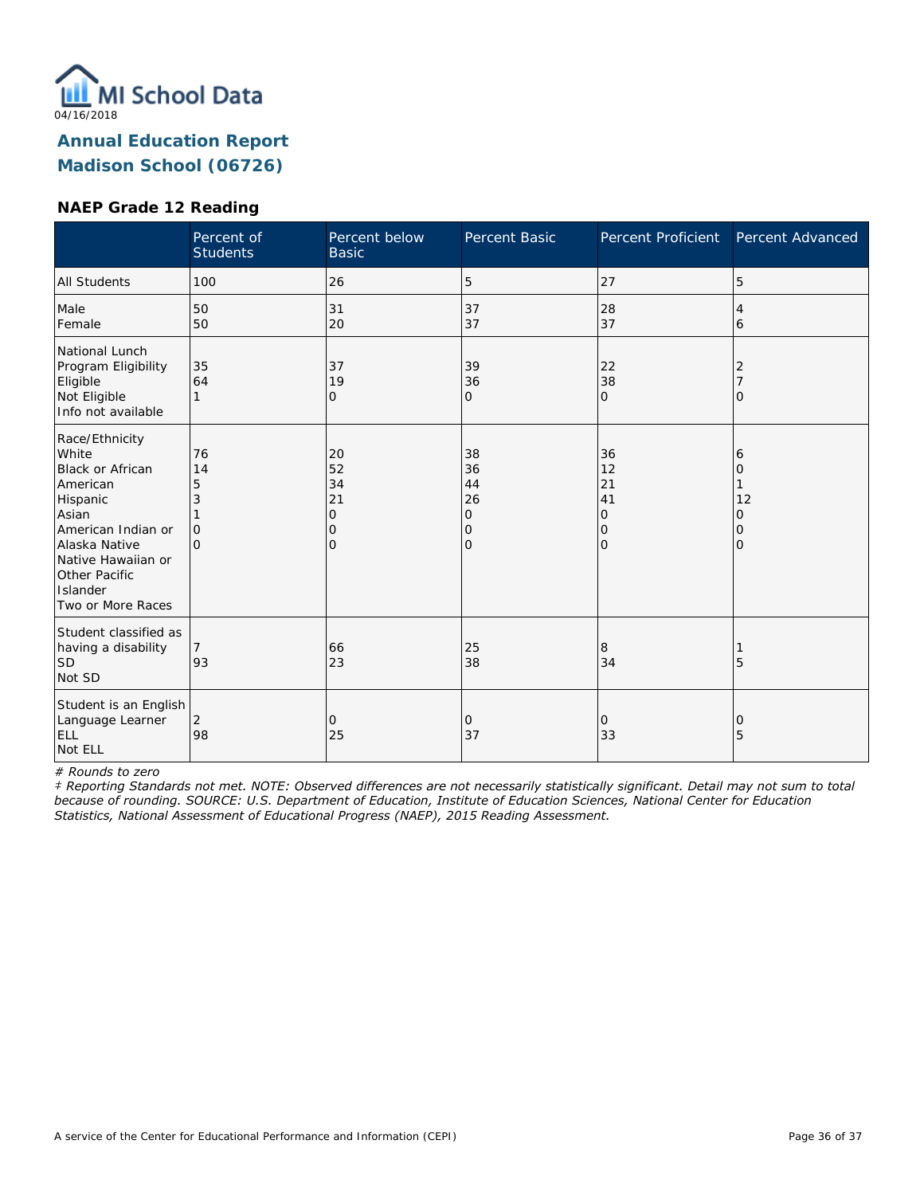04/16/2018

# Annual Education Report
## Madison School (06726)

### NAEP Grade 12 Reading

| | Percent of Students | Percent below Basic | Percent Basic | Percent Proficient | Percent Advanced |
|---|---|---|---|---|---|
| All Students | 100 | 26 | 5 | 27 | 5 |
| Male<br>Female | 50<br>50 | 31<br>20 | 37<br>37 | 28<br>37 | 4<br>6 |
| National Lunch Program Eligibility<br>Eligible<br>Not Eligible<br>Info not available | 35<br>64<br>1 | 37<br>19<br>0 | 39<br>36<br>0 | 22<br>38<br>0 | 2<br>7<br>0 |
| Race/Ethnicity<br>White<br>Black or African American<br>Hispanic<br>Asian<br>American Indian or Alaska Native<br>Native Hawaiian or Other Pacific Islander<br>Two or More Races | 76<br>14<br>5<br>3<br>1<br>0<br>0 | 20<br>52<br>34<br>21<br>0<br>0<br>0 | 38<br>36<br>44<br>26<br>0<br>0<br>0 | 36<br>12<br>21<br>41<br>0<br>0<br>0 | 6<br>0<br>1<br>12<br>0<br>0<br>0 |
| Student classified as having a disability<br>SD<br>Not SD | 7<br>93 | 66<br>23 | 25<br>38 | 8<br>34 | 1<br>5 |
| Student is an English Language Learner<br>ELL<br>Not ELL | 2<br>98 | 0<br>25 | 0<br>37 | 0<br>33 | 0<br>5 |

*# Rounds to zero*

*‡ Reporting Standards not met. NOTE: Observed differences are not necessarily statistically significant. Detail may not sum to total because of rounding. SOURCE: U.S. Department of Education, Institute of Education Sciences, National Center for Education Statistics, National Assessment of Educational Progress (NAEP), 2015 Reading Assessment.*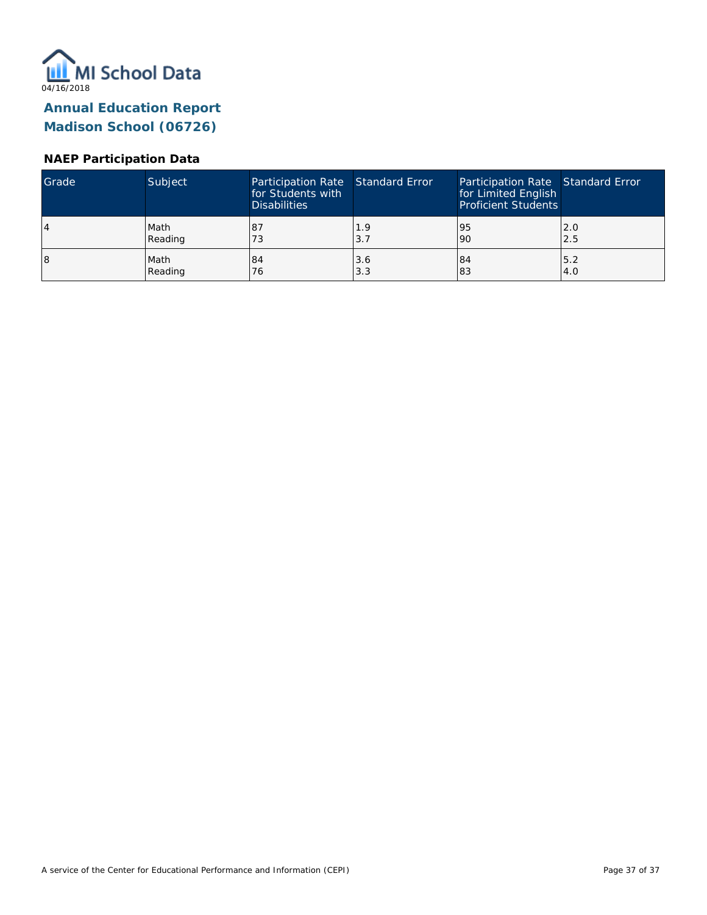MI School Data
04/16/2018

# Annual Education Report
# Madison School (06726)

### NAEP Participation Data

| Grade | Subject | Participation Rate for Students with Disabilities | Standard Error | Participation Rate for Limited English Proficient Students | Standard Error |
|---|---|---|---|---|---|
| 4 | Math<br>Reading | 87<br>73 | 1.9<br>3.7 | 95<br>90 | 2.0<br>2.5 |
| 8 | Math<br>Reading | 84<br>76 | 3.6<br>3.3 | 84<br>83 | 5.2<br>4.0 |

A service of the Center for Educational Performance and Information (CEPI)